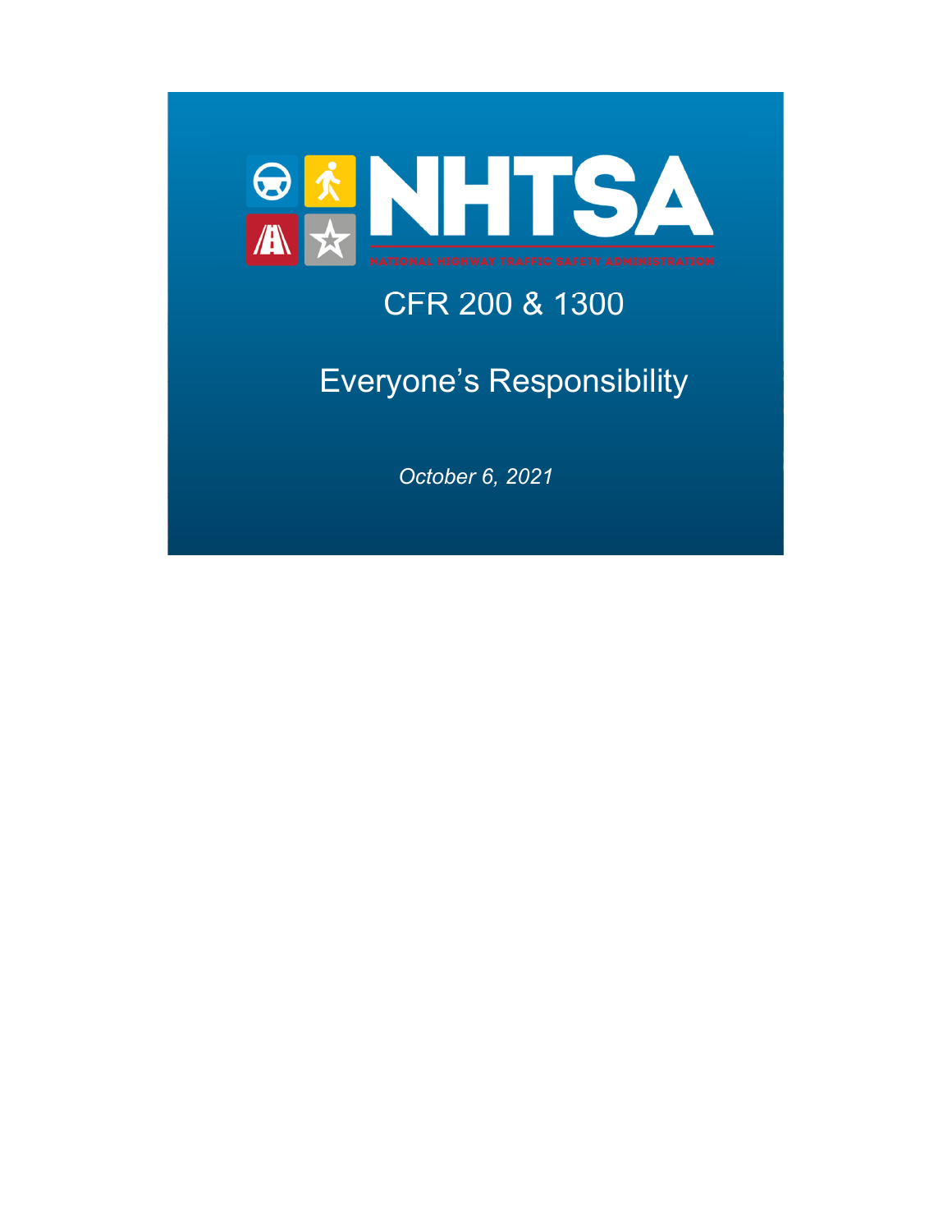# NHTSA

NATIONAL HIGHWAY TRAFFIC SAFETY ADMINISTRATION

## CFR 200 & 1300

## Everyone's Responsibility

*October 6, 2021*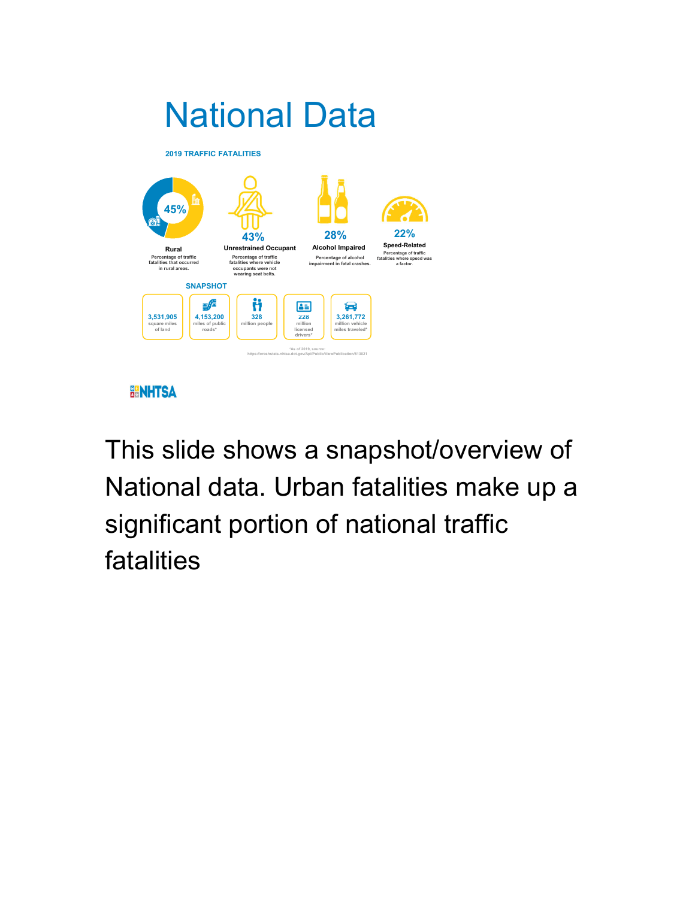# National Data

**2019 TRAFFIC FATALITIES**

**45%**
**Rural**
Percentage of traffic fatalities that occurred in rural areas.

**43%**
**Unrestrained Occupant**
Percentage of traffic fatalities where vehicle occupants were not wearing seat belts.

**28%**
**Alcohol Impaired**
Percentage of alcohol impairment in fatal crashes.

**22%**
**Speed-Related**
Percentage of traffic fatalities where speed was a factor.

**SNAPSHOT**

- **3,531,905** square miles of land
- **4,153,200** miles of public roads*
- **328** million people
- **228** million licensed drivers*
- **3,261,772** million vehicle miles traveled*

*As of 2019, source: https://crashstats.nhtsa.dot.gov/Api/Public/ViewPublication/813021

NHTSA

This slide shows a snapshot/overview of National data. Urban fatalities make up a significant portion of national traffic fatalities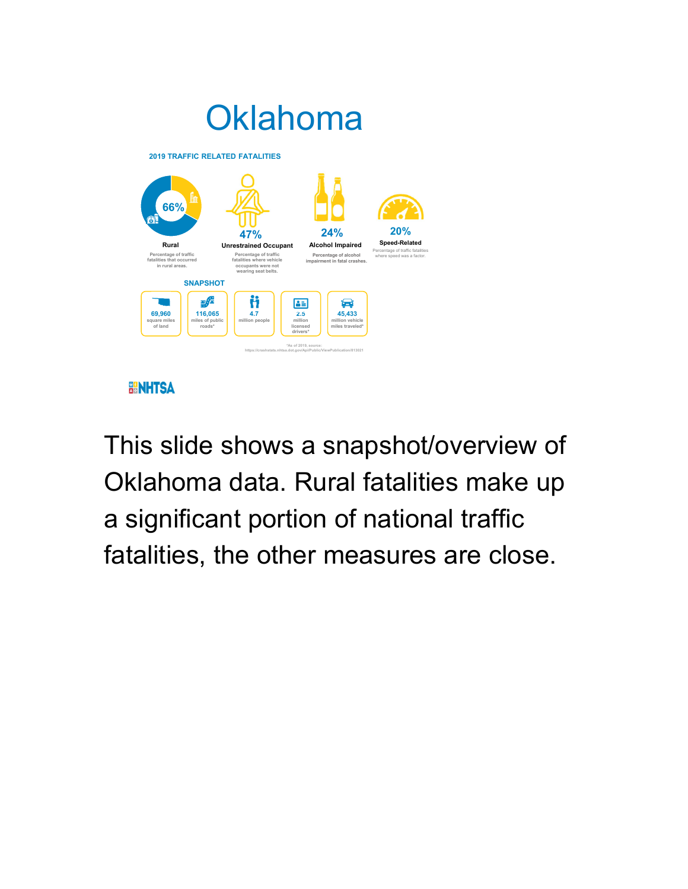# Oklahoma

**2019 TRAFFIC RELATED FATALITIES**

**66%**
**Rural**
Percentage of traffic fatalities that occurred in rural areas.

**47%**
**Unrestrained Occupant**
Percentage of traffic fatalities where vehicle occupants were not wearing seat belts.

**24%**
**Alcohol Impaired**
Percentage of alcohol impairment in fatal crashes.

**20%**
**Speed-Related**
Percentage of traffic fatalities where speed was a factor.

**SNAPSHOT**

- **69,960** square miles of land
- **116,065** miles of public roads*
- **4.7** million people
- **2.5** million licensed drivers*
- **45,433** million vehicle miles traveled*

*As of 2019, source: https://crashstats.nhtsa.dot.gov/Api/Public/ViewPublication/813021

NHTSA

This slide shows a snapshot/overview of Oklahoma data. Rural fatalities make up a significant portion of national traffic fatalities, the other measures are close.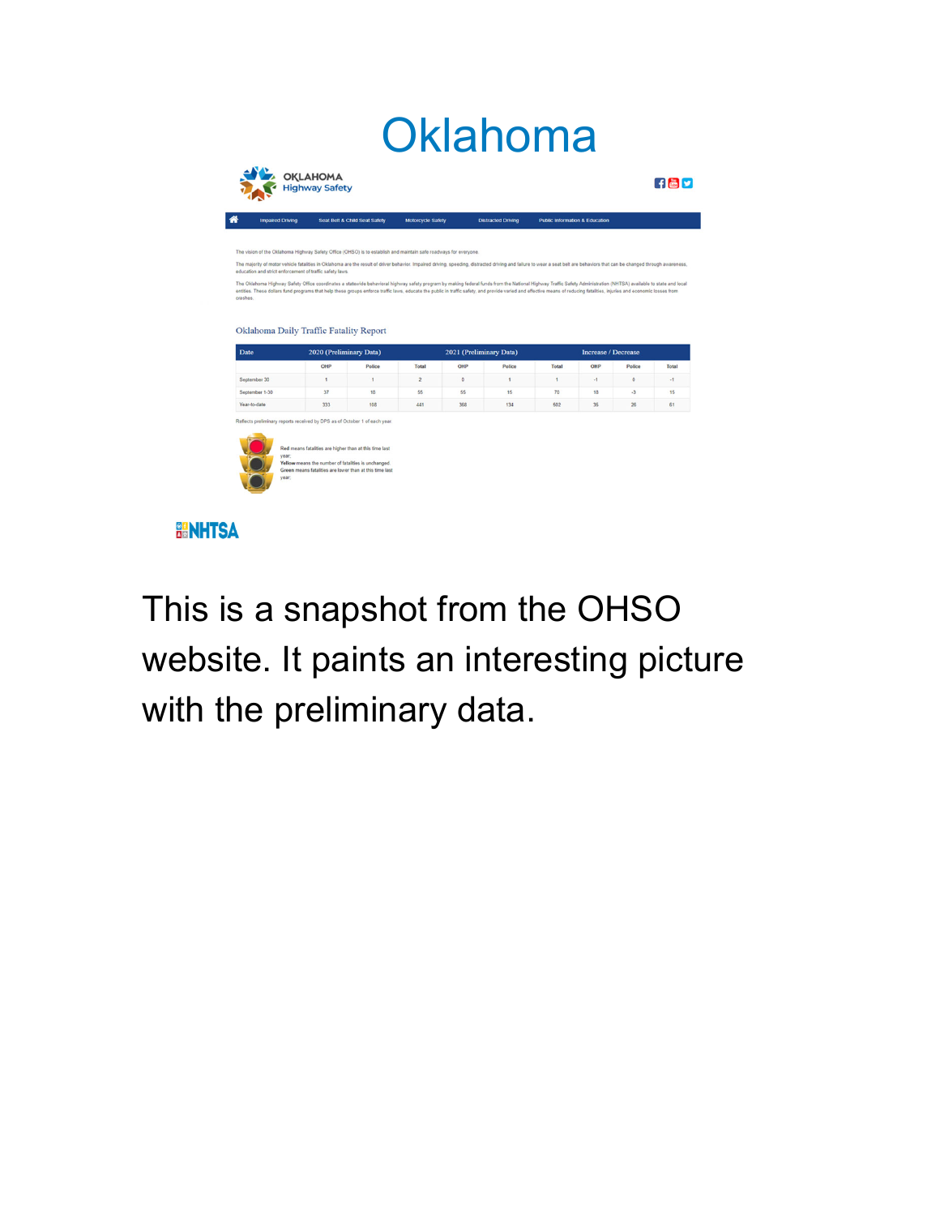# Oklahoma

OKLAHOMA Highway Safety

Impaired Driving | Seat Belt & Child Seat Safety | Motorcycle Safety | Distracted Driving | Public Information & Education

The vision of the Oklahoma Highway Safety Office (OHSO) is to establish and maintain safe roadways for everyone.

The majority of motor vehicle fatalities in Oklahoma are the result of driver behavior. Impaired driving, speeding, distracted driving and failure to wear a seat belt are behaviors that can be changed through awareness, education and strict enforcement of traffic safety laws.

The Oklahoma Highway Safety Office coordinates a statewide behavioral highway safety program by making federal funds from the National Highway Traffic Safety Administration (NHTSA) available to state and local entities. These dollars fund programs that help these groups enforce traffic laws, educate the public in traffic safety, and provide varied and effective means of reducing fatalities, injuries and economic losses from crashes.

## Oklahoma Daily Traffic Fatality Report

| Date | 2020 (Preliminary Data) | | | 2021 (Preliminary Data) | | | Increase / Decrease | | |
|---|---|---|---|---|---|---|---|---|---|
| | OHP | Police | Total | OHP | Police | Total | OHP | Police | Total |
| September 30 | 1 | 1 | 2 | 0 | 1 | 1 | -1 | 0 | -1 |
| September 1-30 | 37 | 18 | 55 | 55 | 15 | 70 | 18 | -3 | 15 |
| Year-to-date | 333 | 108 | 441 | 368 | 134 | 502 | 35 | 26 | 61 |

Reflects preliminary reports received by DPS as of October 1 of each year.

**Red** means fatalities are higher than at this time last year.
**Yellow** means the number of fatalities is unchanged.
**Green** means fatalities are lower than at this time last year.

NHTSA

This is a snapshot from the OHSO website. It paints an interesting picture with the preliminary data.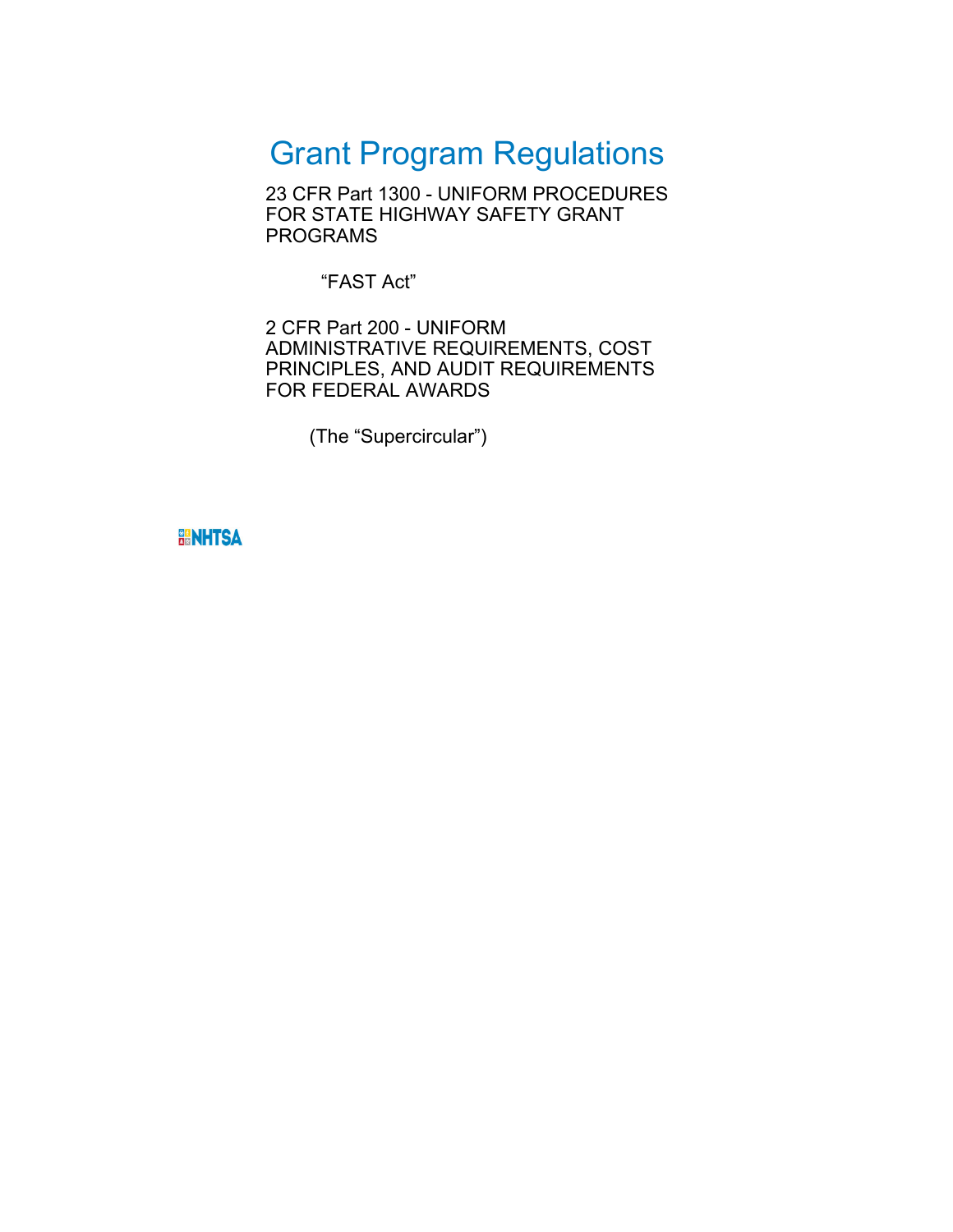# Grant Program Regulations

23 CFR Part 1300 - UNIFORM PROCEDURES FOR STATE HIGHWAY SAFETY GRANT PROGRAMS

“FAST Act”

2 CFR Part 200 - UNIFORM ADMINISTRATIVE REQUIREMENTS, COST PRINCIPLES, AND AUDIT REQUIREMENTS FOR FEDERAL AWARDS

(The “Supercircular”)

NHTSA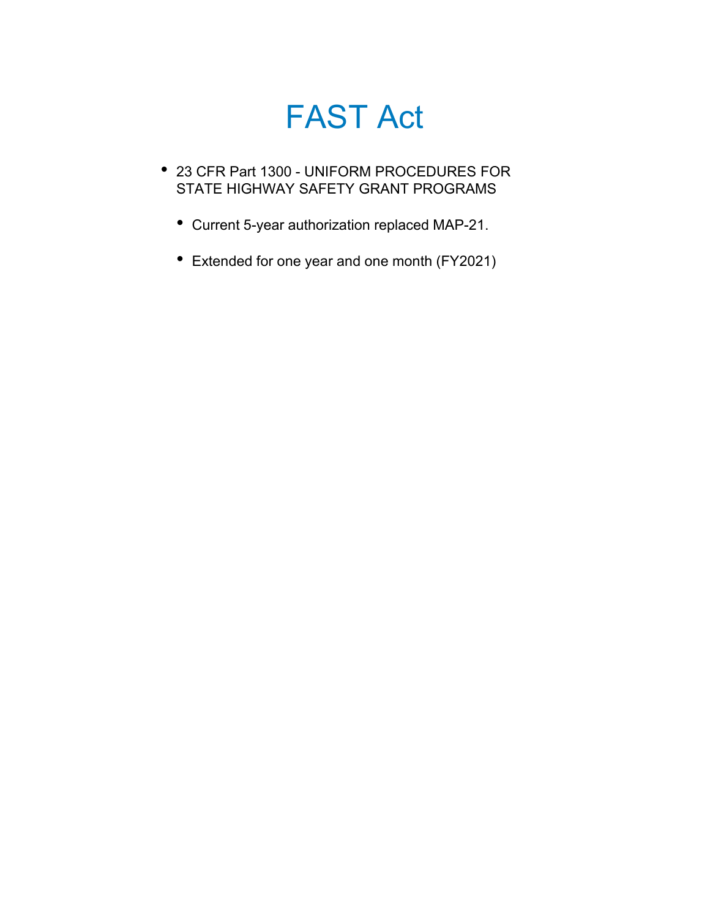# FAST Act

- 23 CFR Part 1300 - UNIFORM PROCEDURES FOR STATE HIGHWAY SAFETY GRANT PROGRAMS
  - Current 5-year authorization replaced MAP-21.
  - Extended for one year and one month (FY2021)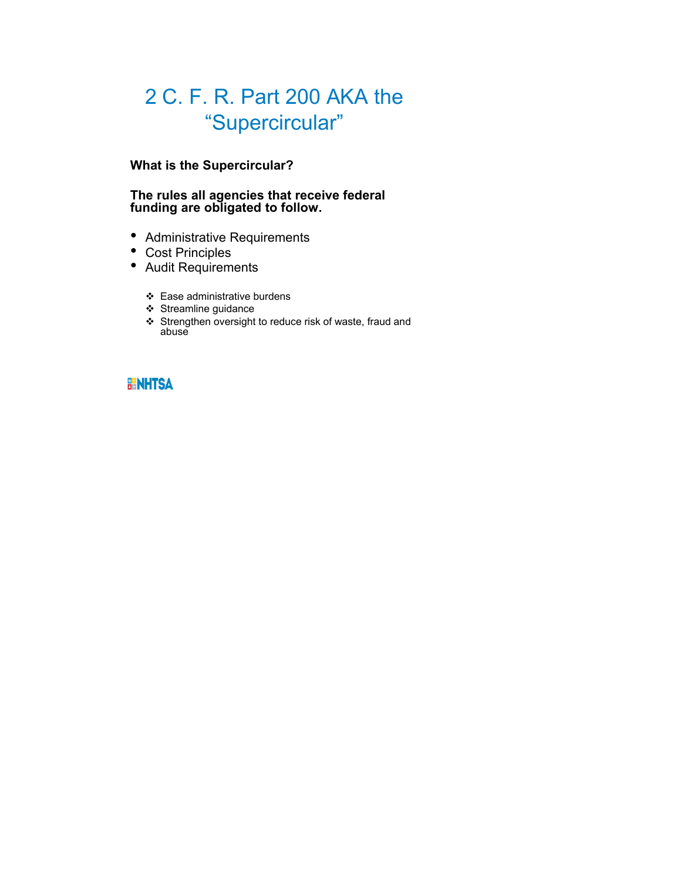# 2 C. F. R. Part 200 AKA the "Supercircular"

**What is the Supercircular?**

**The rules all agencies that receive federal funding are obligated to follow.**

- Administrative Requirements
- Cost Principles
- Audit Requirements

  - ❖ Ease administrative burdens
  - ❖ Streamline guidance
  - ❖ Strengthen oversight to reduce risk of waste, fraud and abuse

NHTSA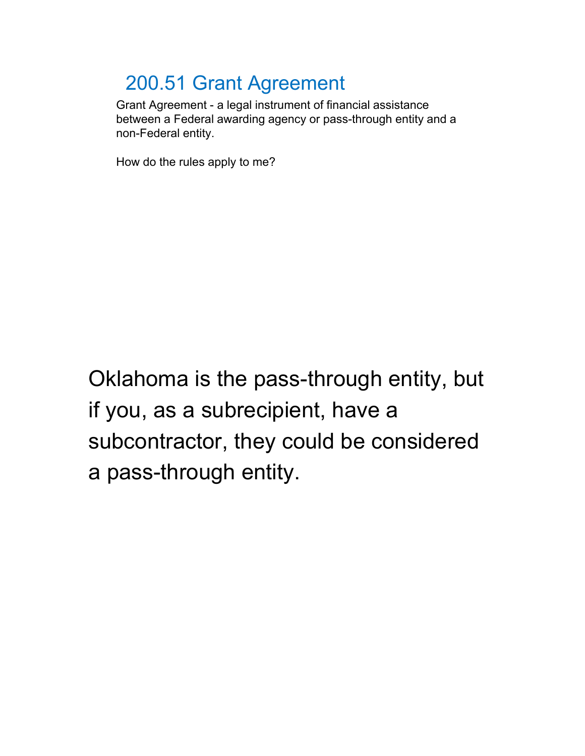## 200.51 Grant Agreement

Grant Agreement - a legal instrument of financial assistance between a Federal awarding agency or pass-through entity and a non-Federal entity.

How do the rules apply to me?

Oklahoma is the pass-through entity, but if you, as a subrecipient, have a subcontractor, they could be considered a pass-through entity.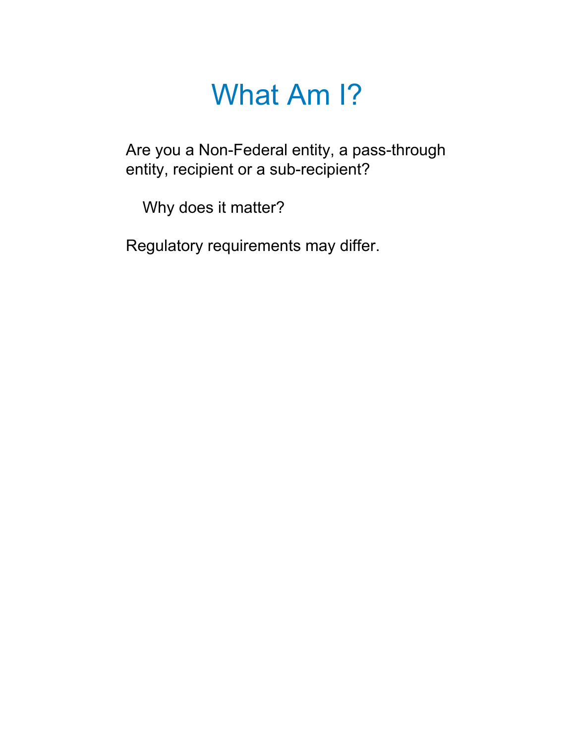# What Am I?

Are you a Non-Federal entity, a pass-through entity, recipient or a sub-recipient?

Why does it matter?

Regulatory requirements may differ.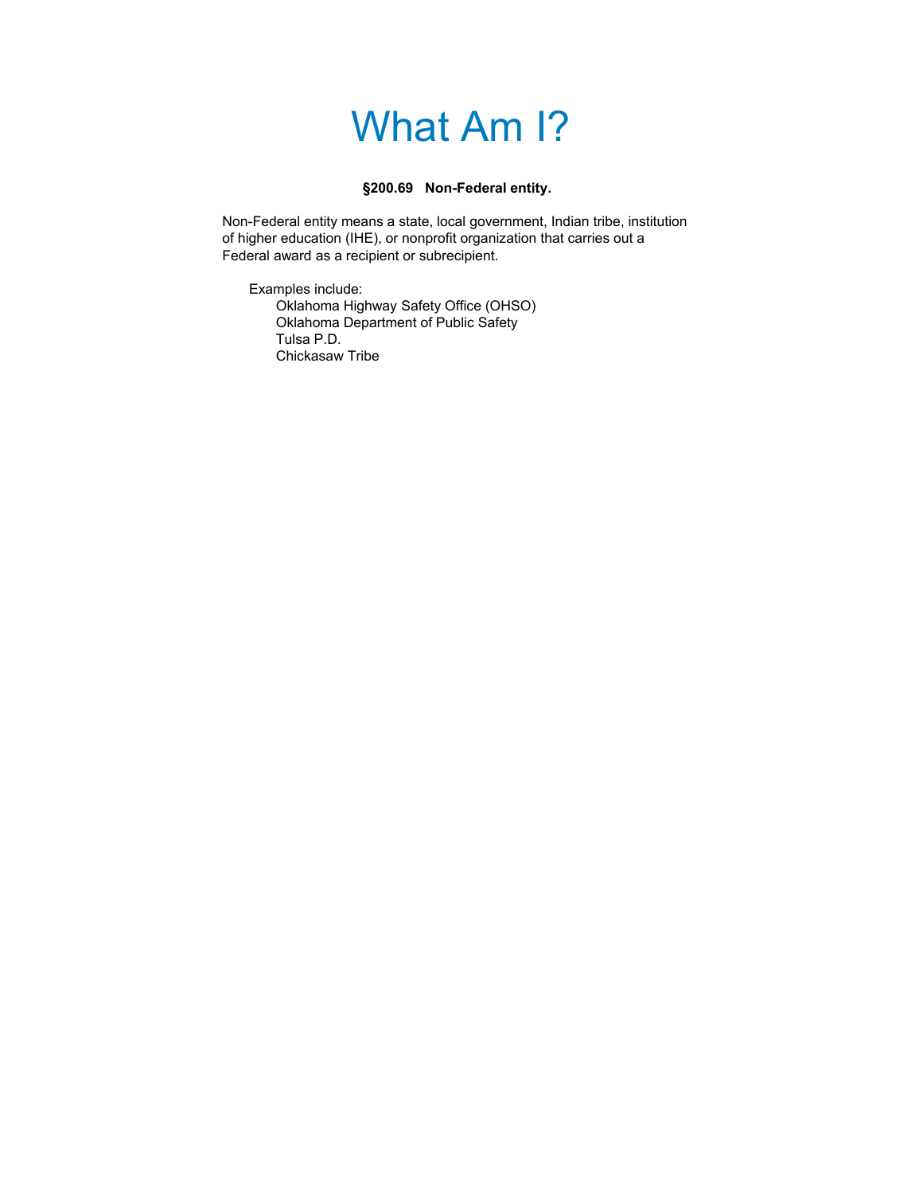# What Am I?

**§200.69 Non-Federal entity.**

Non-Federal entity means a state, local government, Indian tribe, institution of higher education (IHE), or nonprofit organization that carries out a Federal award as a recipient or subrecipient.

Examples include:

- Oklahoma Highway Safety Office (OHSO)
- Oklahoma Department of Public Safety
- Tulsa P.D.
- Chickasaw Tribe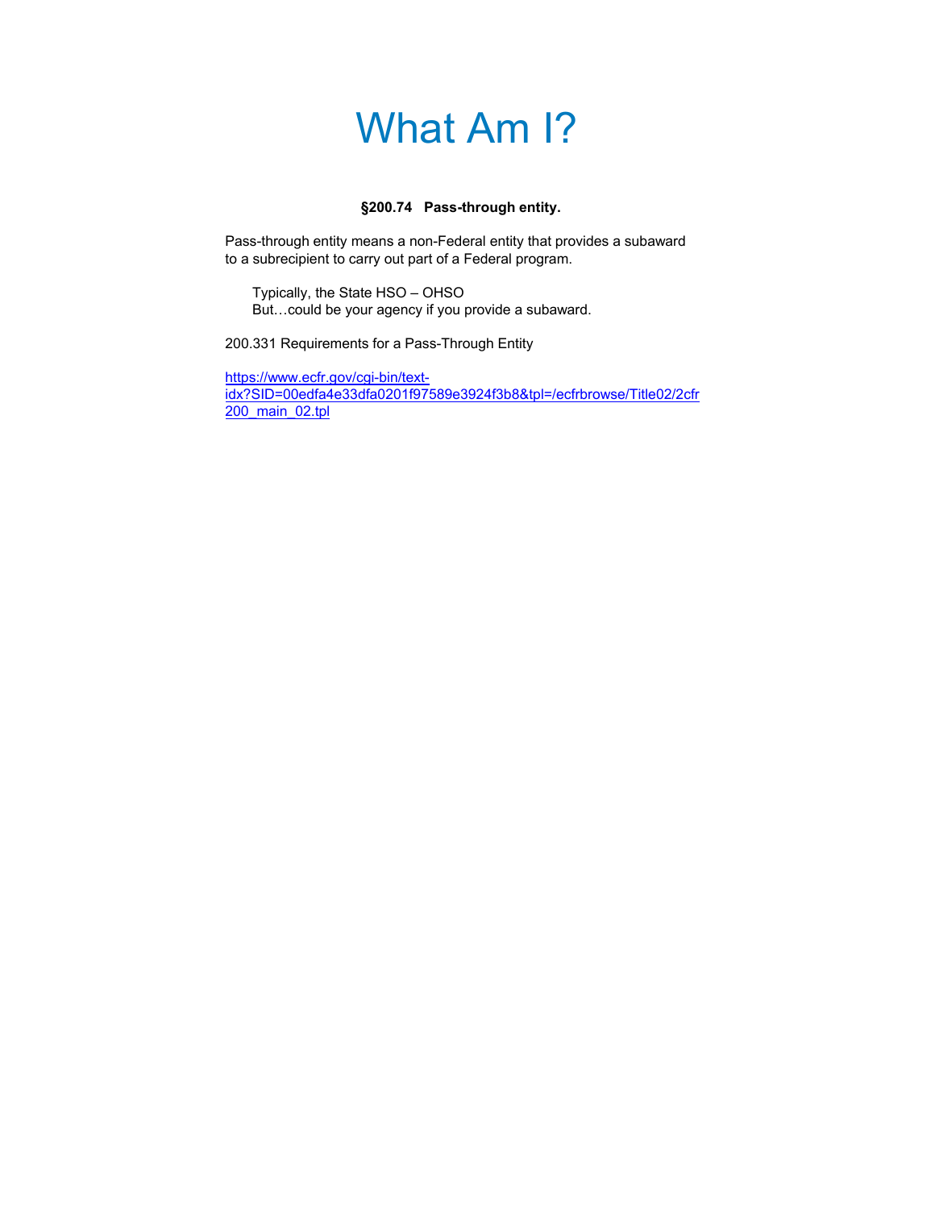# What Am I?

**§200.74 Pass-through entity.**

Pass-through entity means a non-Federal entity that provides a subaward to a subrecipient to carry out part of a Federal program.

Typically, the State HSO – OHSO
But…could be your agency if you provide a subaward.

200.331 Requirements for a Pass-Through Entity

https://www.ecfr.gov/cgi-bin/text-idx?SID=00edfa4e33dfa0201f97589e3924f3b8&tpl=/ecfrbrowse/Title02/2cfr200_main_02.tpl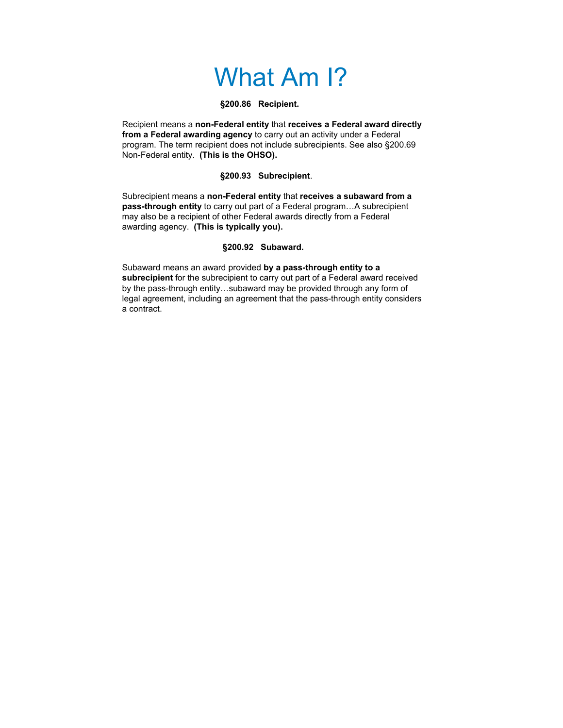# What Am I?

**§200.86 Recipient.**

Recipient means a **non-Federal entity** that **receives a Federal award directly from a Federal awarding agency** to carry out an activity under a Federal program. The term recipient does not include subrecipients. See also §200.69 Non-Federal entity. **(This is the OHSO).**

**§200.93 Subrecipient**.

Subrecipient means a **non-Federal entity** that **receives a subaward from a pass-through entity** to carry out part of a Federal program…A subrecipient may also be a recipient of other Federal awards directly from a Federal awarding agency. **(This is typically you).**

**§200.92 Subaward.**

Subaward means an award provided **by a pass-through entity to a subrecipient** for the subrecipient to carry out part of a Federal award received by the pass-through entity…subaward may be provided through any form of legal agreement, including an agreement that the pass-through entity considers a contract.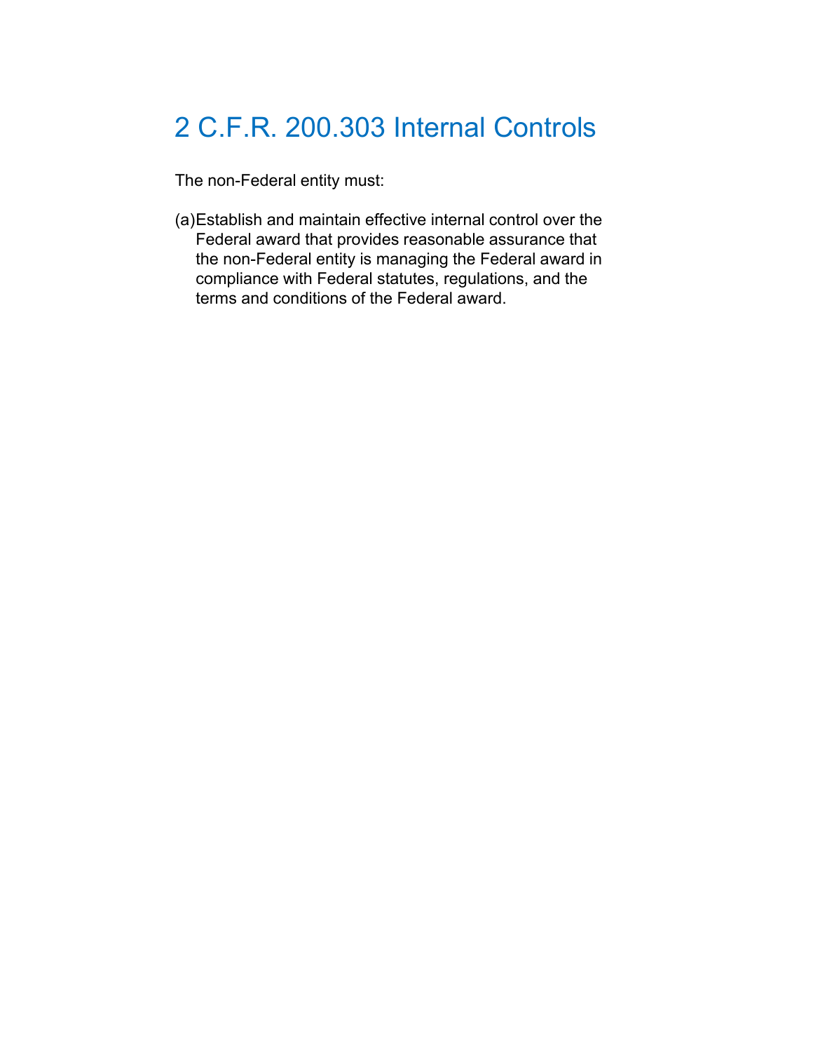# 2 C.F.R. 200.303 Internal Controls

The non-Federal entity must:

(a) Establish and maintain effective internal control over the Federal award that provides reasonable assurance that the non-Federal entity is managing the Federal award in compliance with Federal statutes, regulations, and the terms and conditions of the Federal award.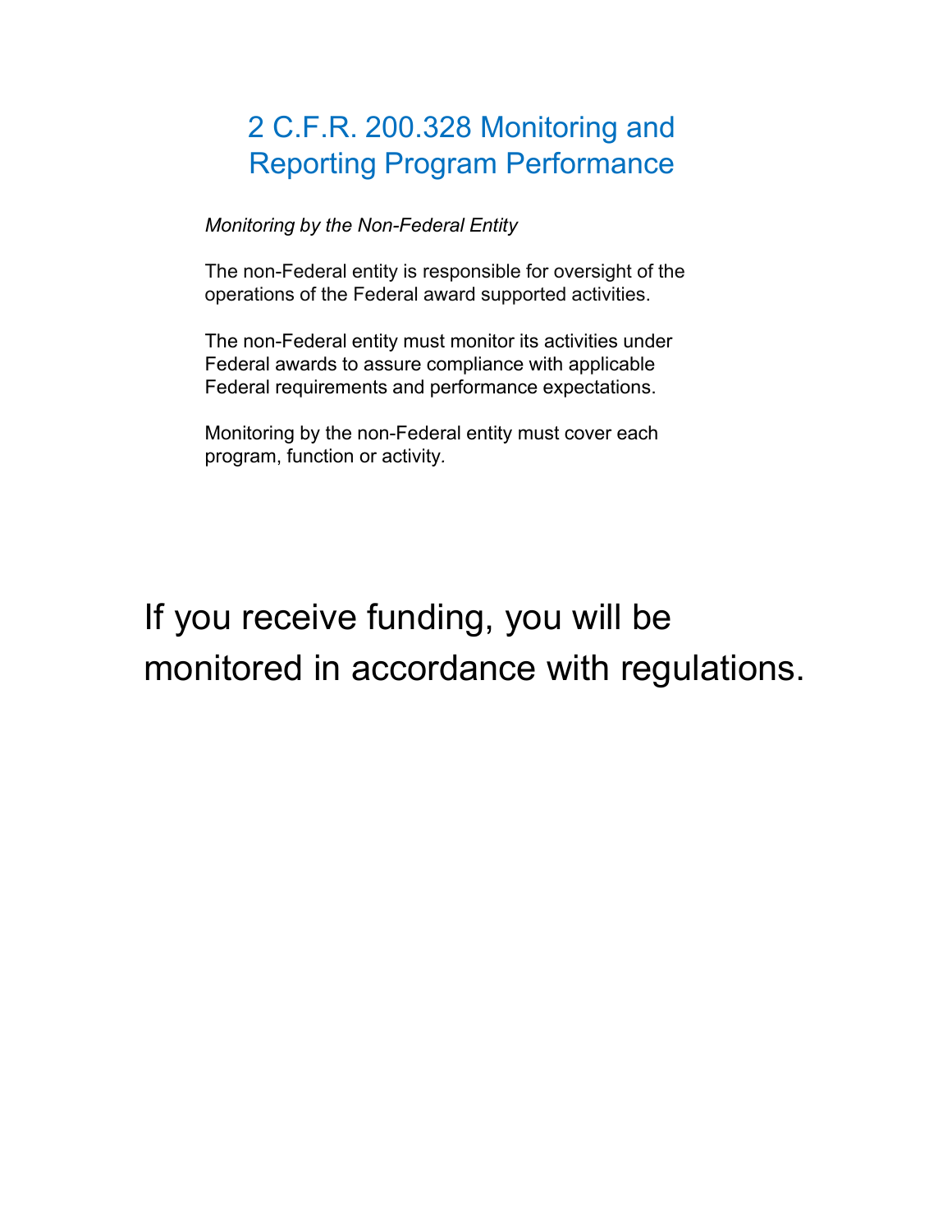# 2 C.F.R. 200.328 Monitoring and Reporting Program Performance

*Monitoring by the Non-Federal Entity*

The non-Federal entity is responsible for oversight of the operations of the Federal award supported activities.

The non-Federal entity must monitor its activities under Federal awards to assure compliance with applicable Federal requirements and performance expectations.

Monitoring by the non-Federal entity must cover each program, function or activity.

If you receive funding, you will be monitored in accordance with regulations.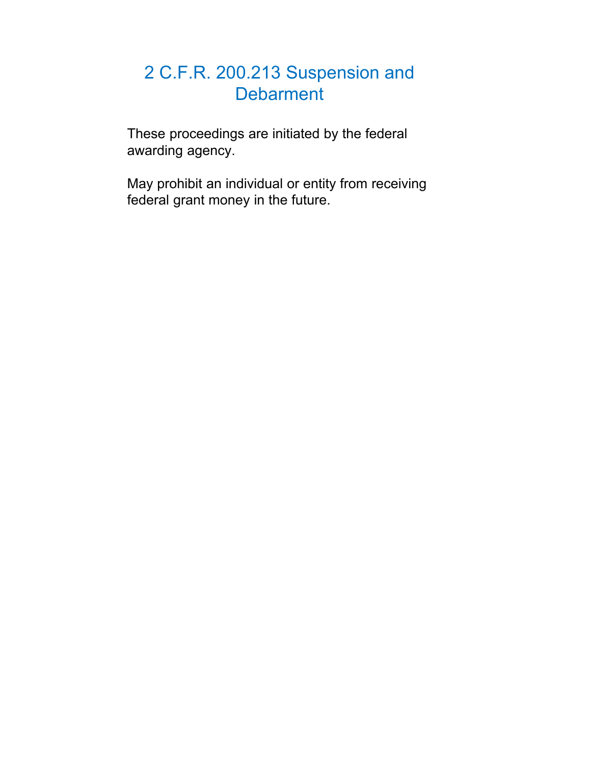# 2 C.F.R. 200.213 Suspension and Debarment

These proceedings are initiated by the federal awarding agency.

May prohibit an individual or entity from receiving federal grant money in the future.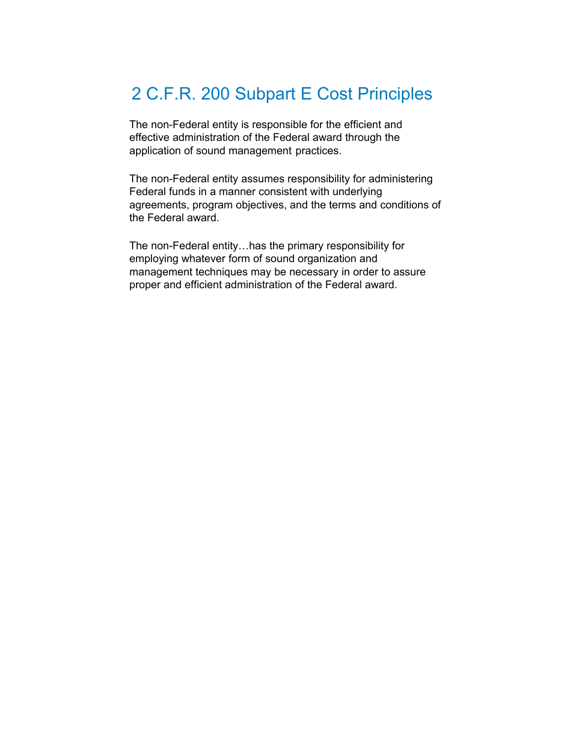# 2 C.F.R. 200 Subpart E Cost Principles

The non-Federal entity is responsible for the efficient and effective administration of the Federal award through the application of sound management practices.

The non-Federal entity assumes responsibility for administering Federal funds in a manner consistent with underlying agreements, program objectives, and the terms and conditions of the Federal award.

The non-Federal entity…has the primary responsibility for employing whatever form of sound organization and management techniques may be necessary in order to assure proper and efficient administration of the Federal award.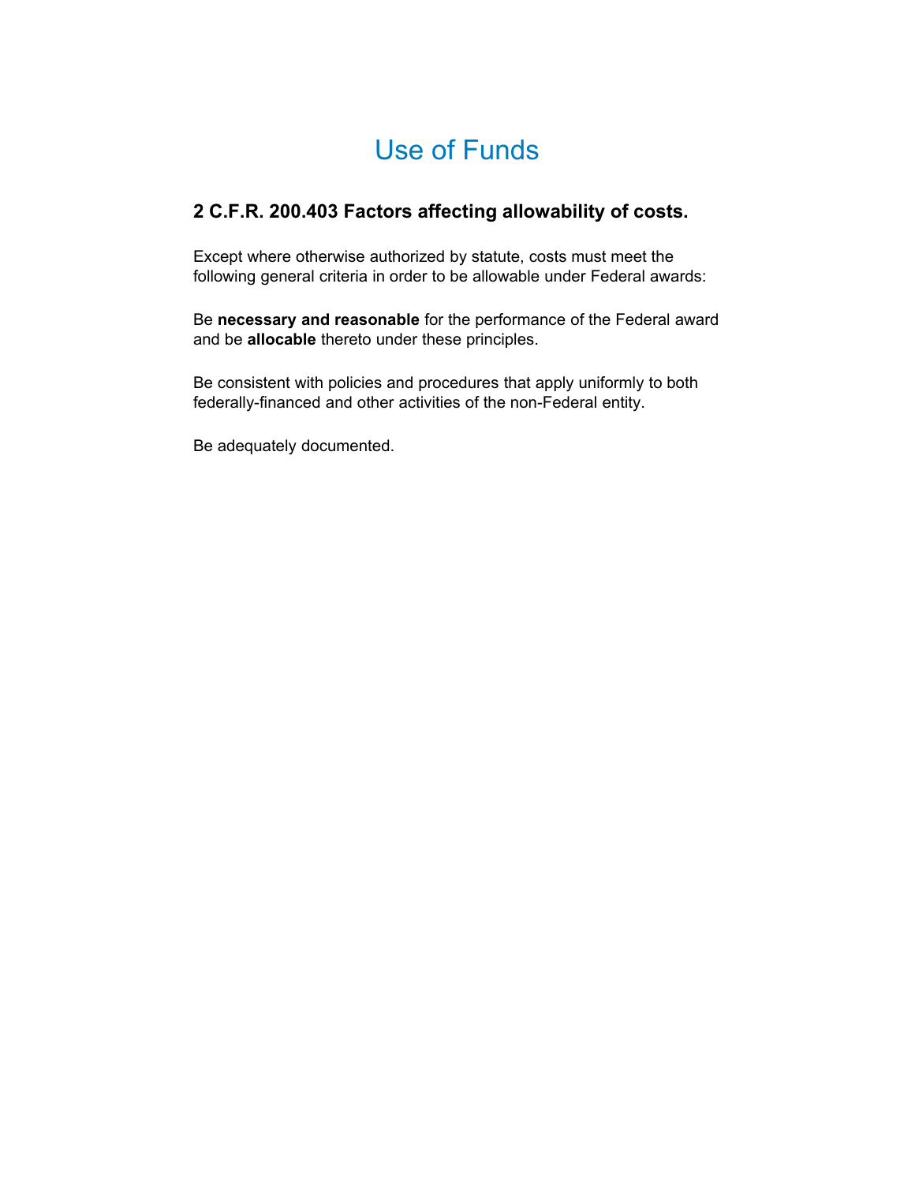# Use of Funds

## 2 C.F.R. 200.403 Factors affecting allowability of costs.

Except where otherwise authorized by statute, costs must meet the following general criteria in order to be allowable under Federal awards:

Be **necessary and reasonable** for the performance of the Federal award and be **allocable** thereto under these principles.

Be consistent with policies and procedures that apply uniformly to both federally-financed and other activities of the non-Federal entity.

Be adequately documented.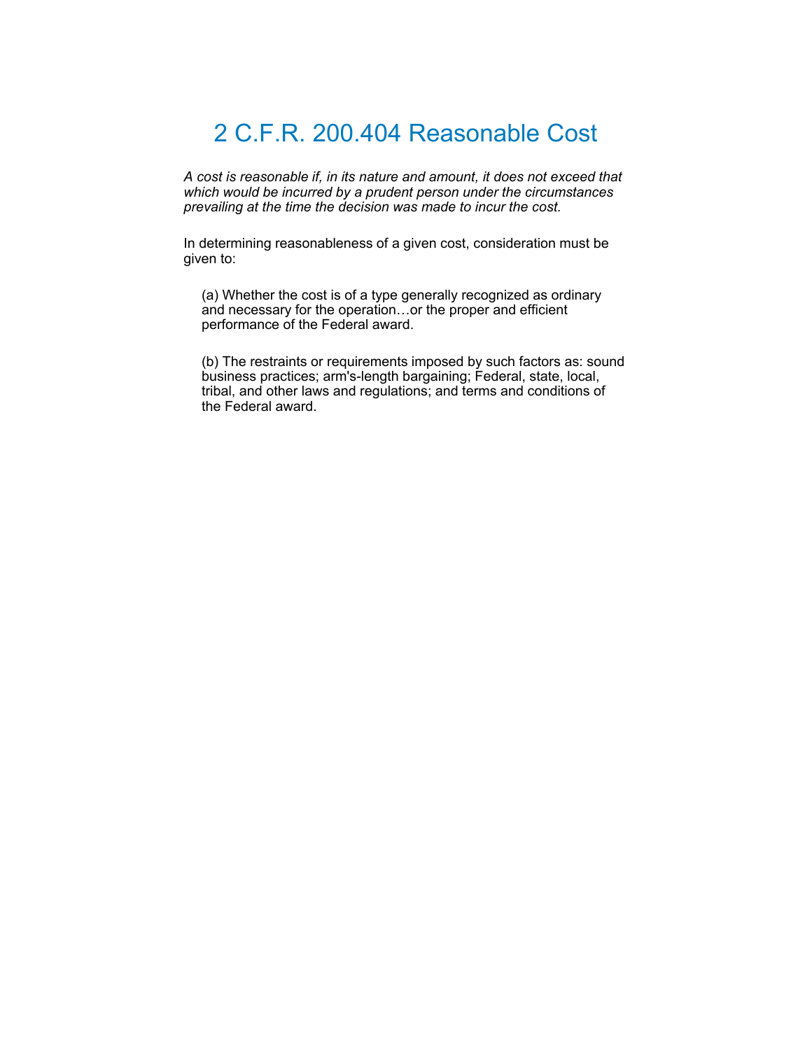# 2 C.F.R. 200.404 Reasonable Cost

*A cost is reasonable if, in its nature and amount, it does not exceed that which would be incurred by a prudent person under the circumstances prevailing at the time the decision was made to incur the cost.*

In determining reasonableness of a given cost, consideration must be given to:

(a) Whether the cost is of a type generally recognized as ordinary and necessary for the operation…or the proper and efficient performance of the Federal award.

(b) The restraints or requirements imposed by such factors as: sound business practices; arm's-length bargaining; Federal, state, local, tribal, and other laws and regulations; and terms and conditions of the Federal award.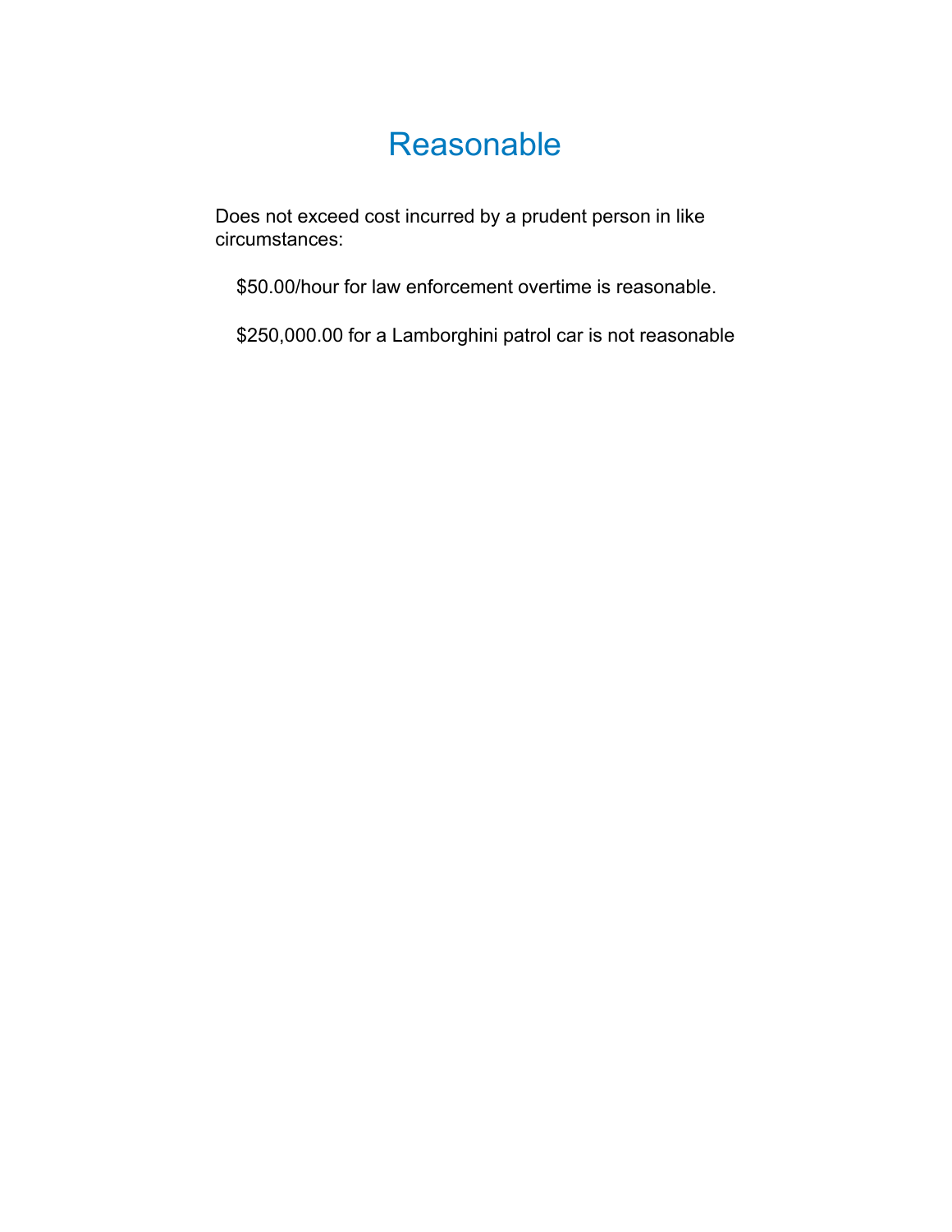# Reasonable

Does not exceed cost incurred by a prudent person in like circumstances:

$50.00/hour for law enforcement overtime is reasonable.

$250,000.00 for a Lamborghini patrol car is not reasonable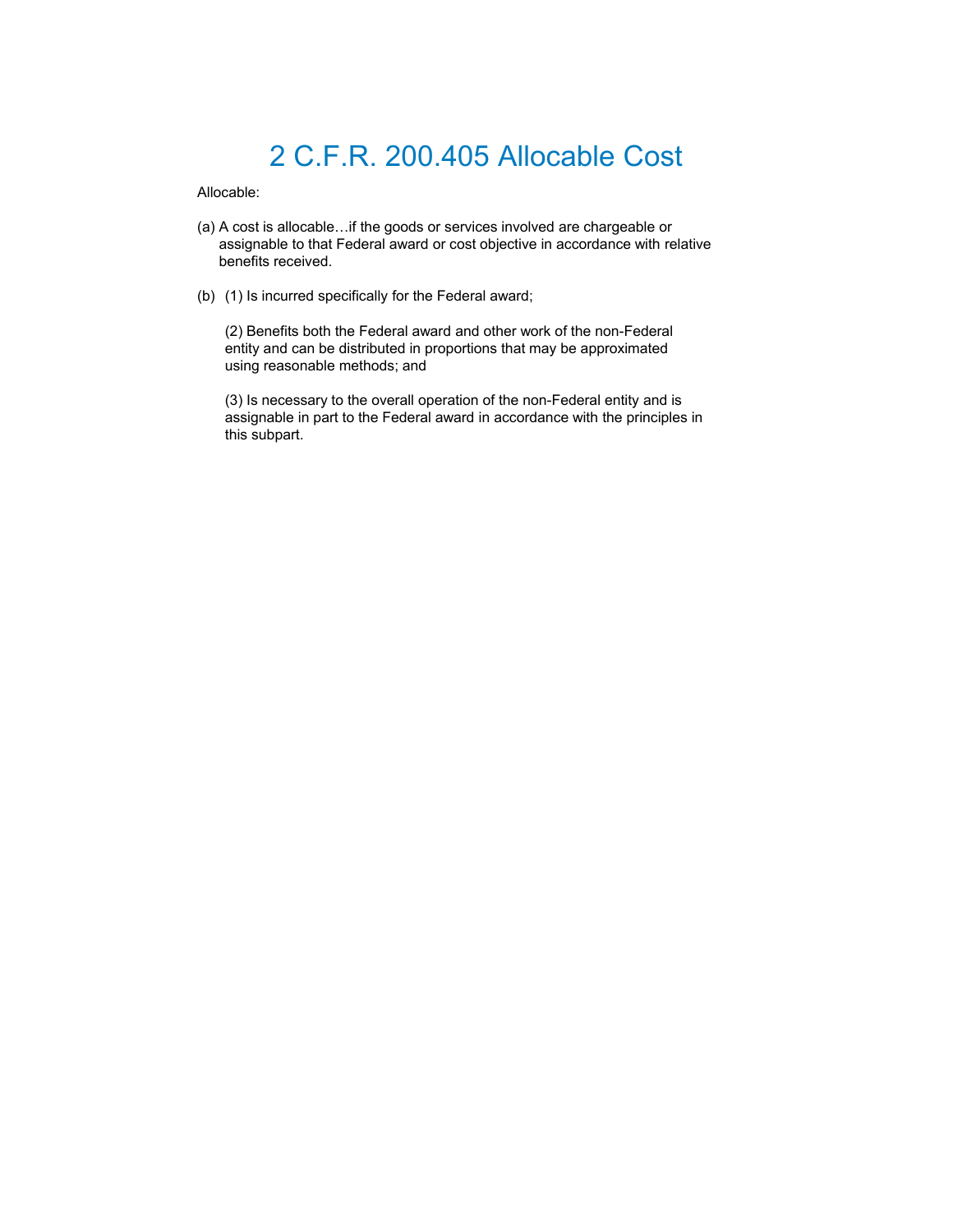# 2 C.F.R. 200.405 Allocable Cost

Allocable:

(a) A cost is allocable…if the goods or services involved are chargeable or assignable to that Federal award or cost objective in accordance with relative benefits received.

(b) (1) Is incurred specifically for the Federal award;

(2) Benefits both the Federal award and other work of the non-Federal entity and can be distributed in proportions that may be approximated using reasonable methods; and

(3) Is necessary to the overall operation of the non-Federal entity and is assignable in part to the Federal award in accordance with the principles in this subpart.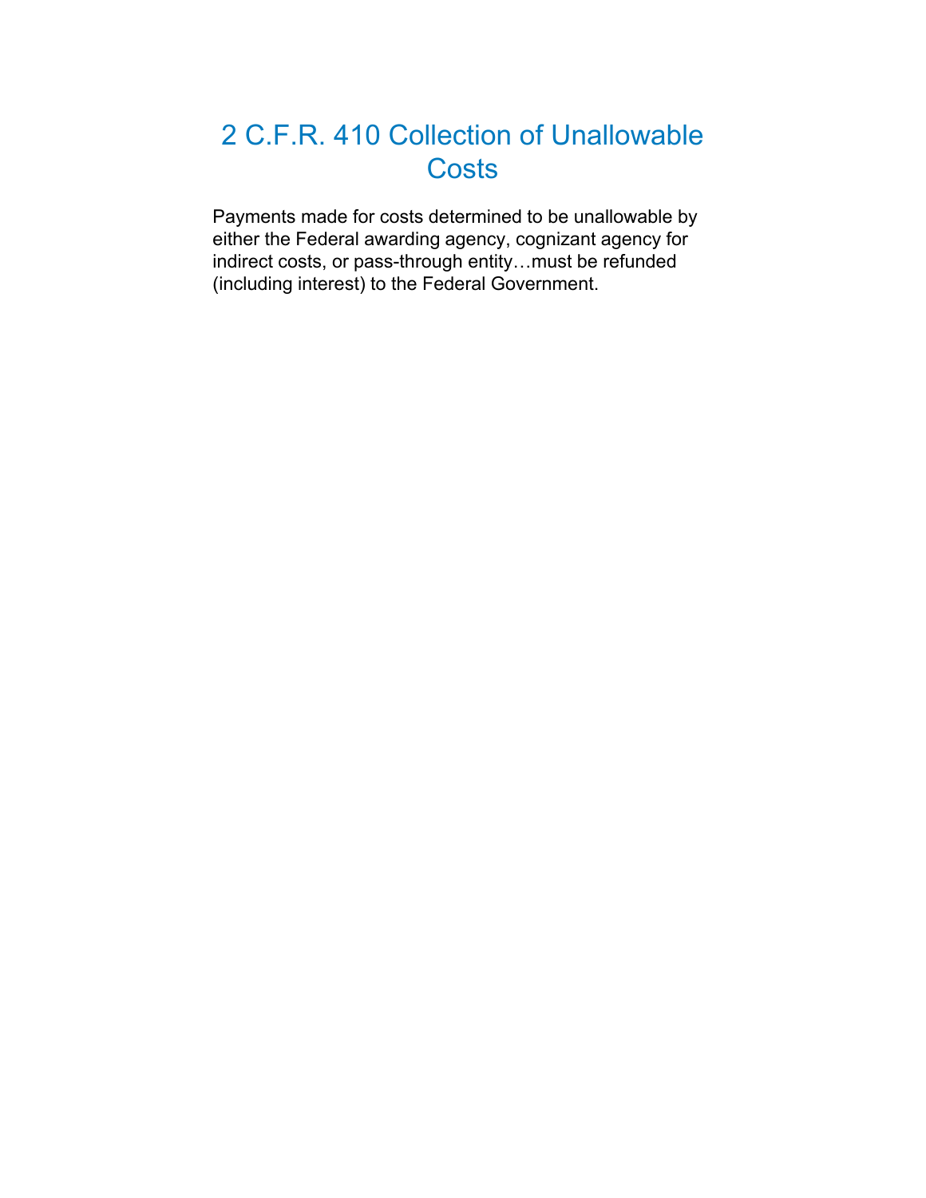# 2 C.F.R. 410 Collection of Unallowable Costs

Payments made for costs determined to be unallowable by either the Federal awarding agency, cognizant agency for indirect costs, or pass-through entity…must be refunded (including interest) to the Federal Government.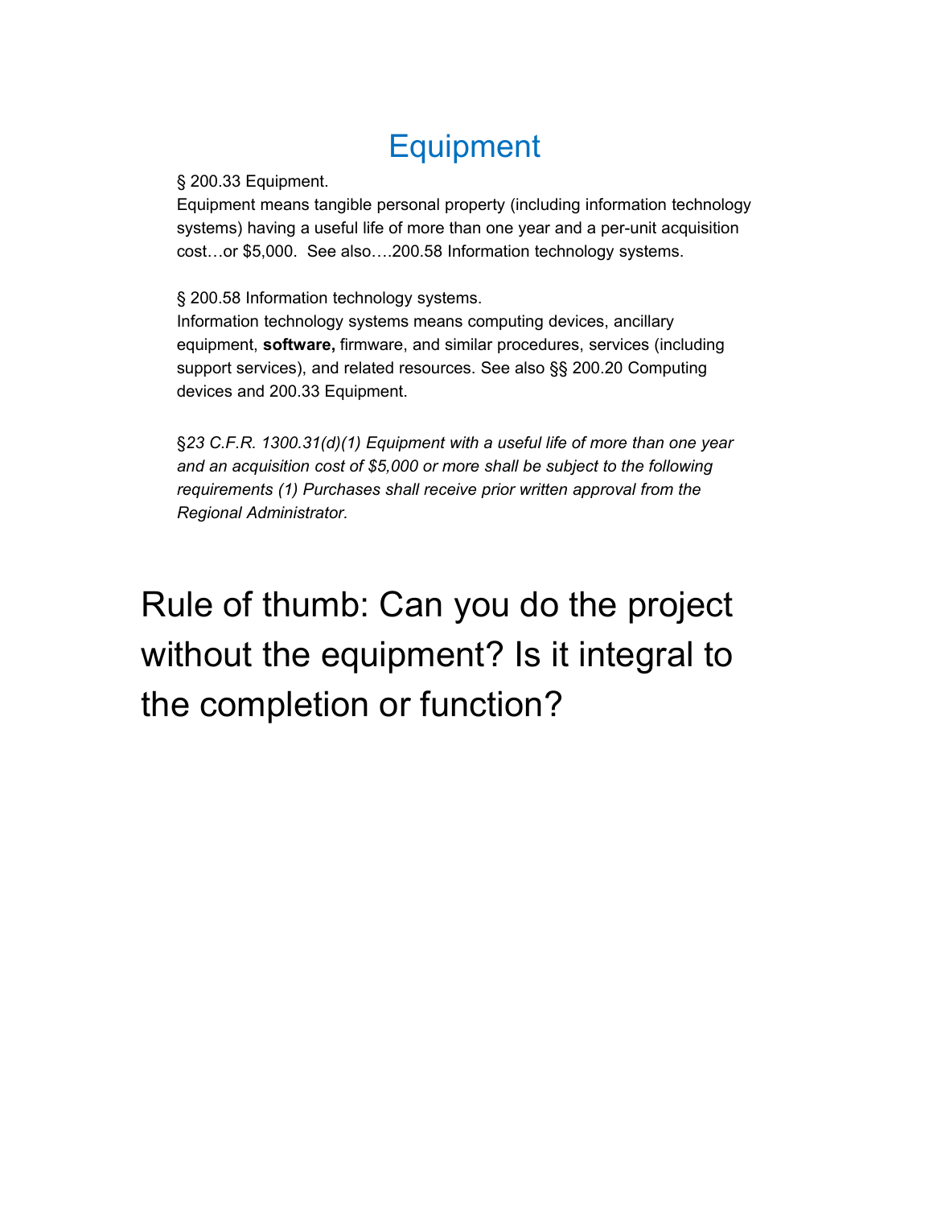# Equipment

§ 200.33 Equipment.
Equipment means tangible personal property (including information technology systems) having a useful life of more than one year and a per-unit acquisition cost…or $5,000.  See also….200.58 Information technology systems.

§ 200.58 Information technology systems.
Information technology systems means computing devices, ancillary equipment, **software,** firmware, and similar procedures, services (including support services), and related resources. See also §§ 200.20 Computing devices and 200.33 Equipment.

§*23 C.F.R. 1300.31(d)(1) Equipment with a useful life of more than one year and an acquisition cost of $5,000 or more shall be subject to the following requirements (1) Purchases shall receive prior written approval from the Regional Administrator.*

## Rule of thumb: Can you do the project without the equipment? Is it integral to the completion or function?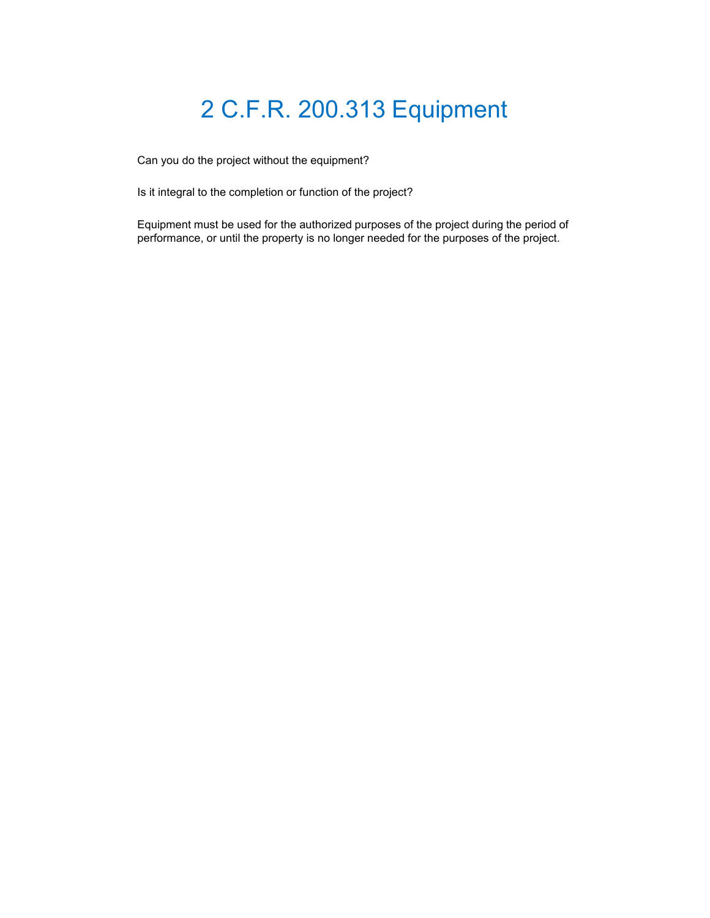# 2 C.F.R. 200.313 Equipment

Can you do the project without the equipment?

Is it integral to the completion or function of the project?

Equipment must be used for the authorized purposes of the project during the period of performance, or until the property is no longer needed for the purposes of the project.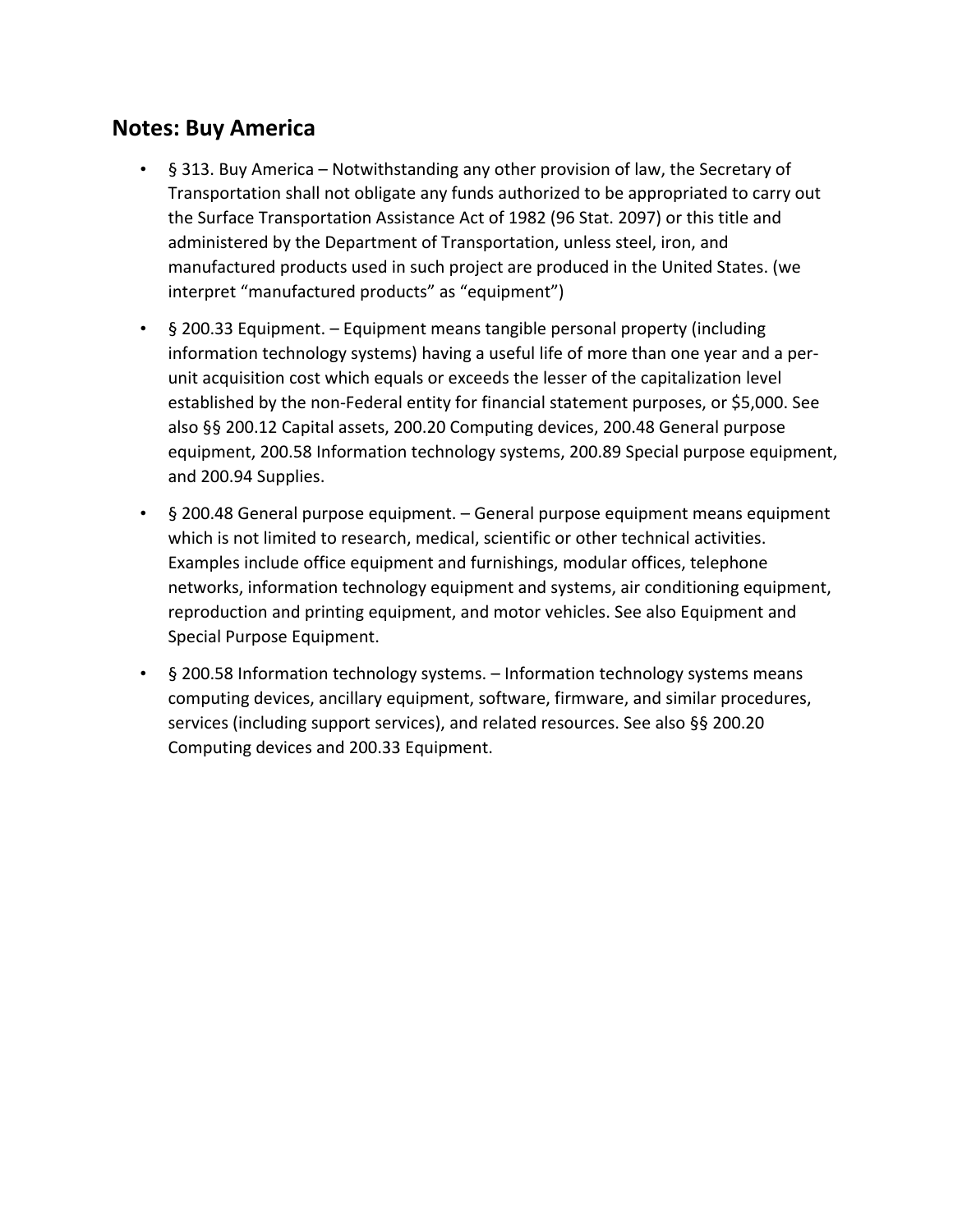## Notes: Buy America

- § 313. Buy America – Notwithstanding any other provision of law, the Secretary of Transportation shall not obligate any funds authorized to be appropriated to carry out the Surface Transportation Assistance Act of 1982 (96 Stat. 2097) or this title and administered by the Department of Transportation, unless steel, iron, and manufactured products used in such project are produced in the United States. (we interpret "manufactured products" as "equipment")
- § 200.33 Equipment. – Equipment means tangible personal property (including information technology systems) having a useful life of more than one year and a per-unit acquisition cost which equals or exceeds the lesser of the capitalization level established by the non-Federal entity for financial statement purposes, or $5,000. See also §§ 200.12 Capital assets, 200.20 Computing devices, 200.48 General purpose equipment, 200.58 Information technology systems, 200.89 Special purpose equipment, and 200.94 Supplies.
- § 200.48 General purpose equipment. – General purpose equipment means equipment which is not limited to research, medical, scientific or other technical activities. Examples include office equipment and furnishings, modular offices, telephone networks, information technology equipment and systems, air conditioning equipment, reproduction and printing equipment, and motor vehicles. See also Equipment and Special Purpose Equipment.
- § 200.58 Information technology systems. – Information technology systems means computing devices, ancillary equipment, software, firmware, and similar procedures, services (including support services), and related resources. See also §§ 200.20 Computing devices and 200.33 Equipment.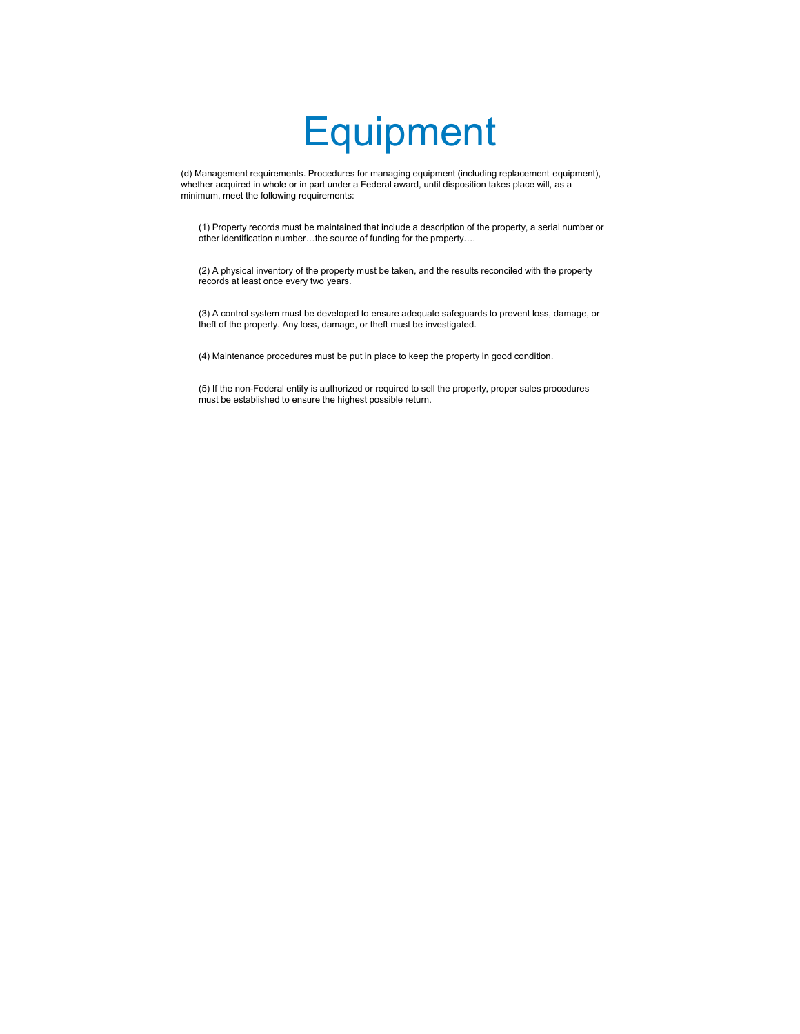# Equipment

(d) Management requirements. Procedures for managing equipment (including replacement equipment), whether acquired in whole or in part under a Federal award, until disposition takes place will, as a minimum, meet the following requirements:

(1) Property records must be maintained that include a description of the property, a serial number or other identification number…the source of funding for the property….

(2) A physical inventory of the property must be taken, and the results reconciled with the property records at least once every two years.

(3) A control system must be developed to ensure adequate safeguards to prevent loss, damage, or theft of the property. Any loss, damage, or theft must be investigated.

(4) Maintenance procedures must be put in place to keep the property in good condition.

(5) If the non-Federal entity is authorized or required to sell the property, proper sales procedures must be established to ensure the highest possible return.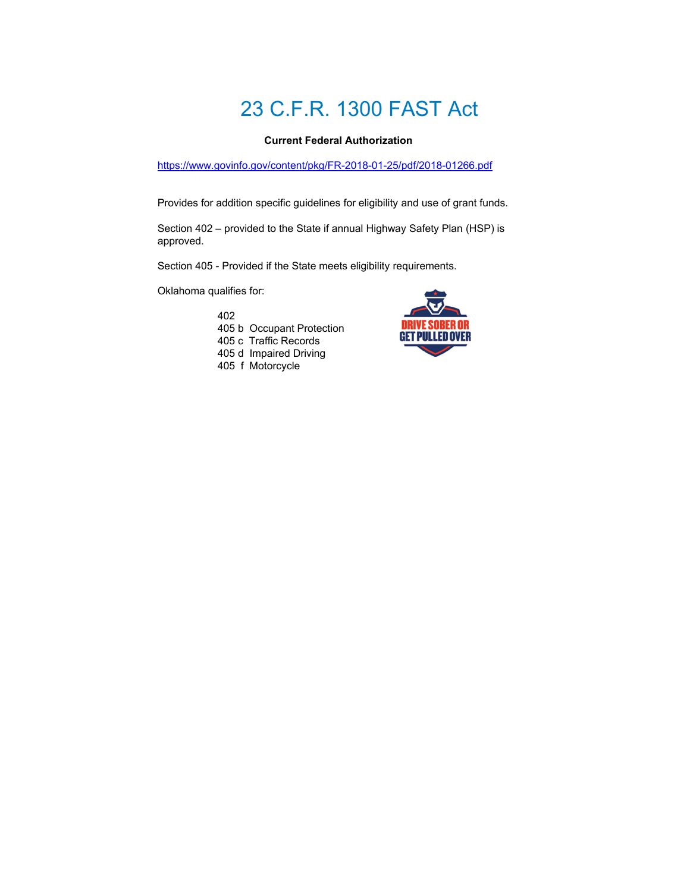# 23 C.F.R. 1300 FAST Act

**Current Federal Authorization**

https://www.govinfo.gov/content/pkg/FR-2018-01-25/pdf/2018-01266.pdf

Provides for addition specific guidelines for eligibility and use of grant funds.

Section 402 – provided to the State if annual Highway Safety Plan (HSP) is approved.

Section 405 - Provided if the State meets eligibility requirements.

Oklahoma qualifies for:

- 402
- 405 b Occupant Protection
- 405 c Traffic Records
- 405 d Impaired Driving
- 405 f Motorcycle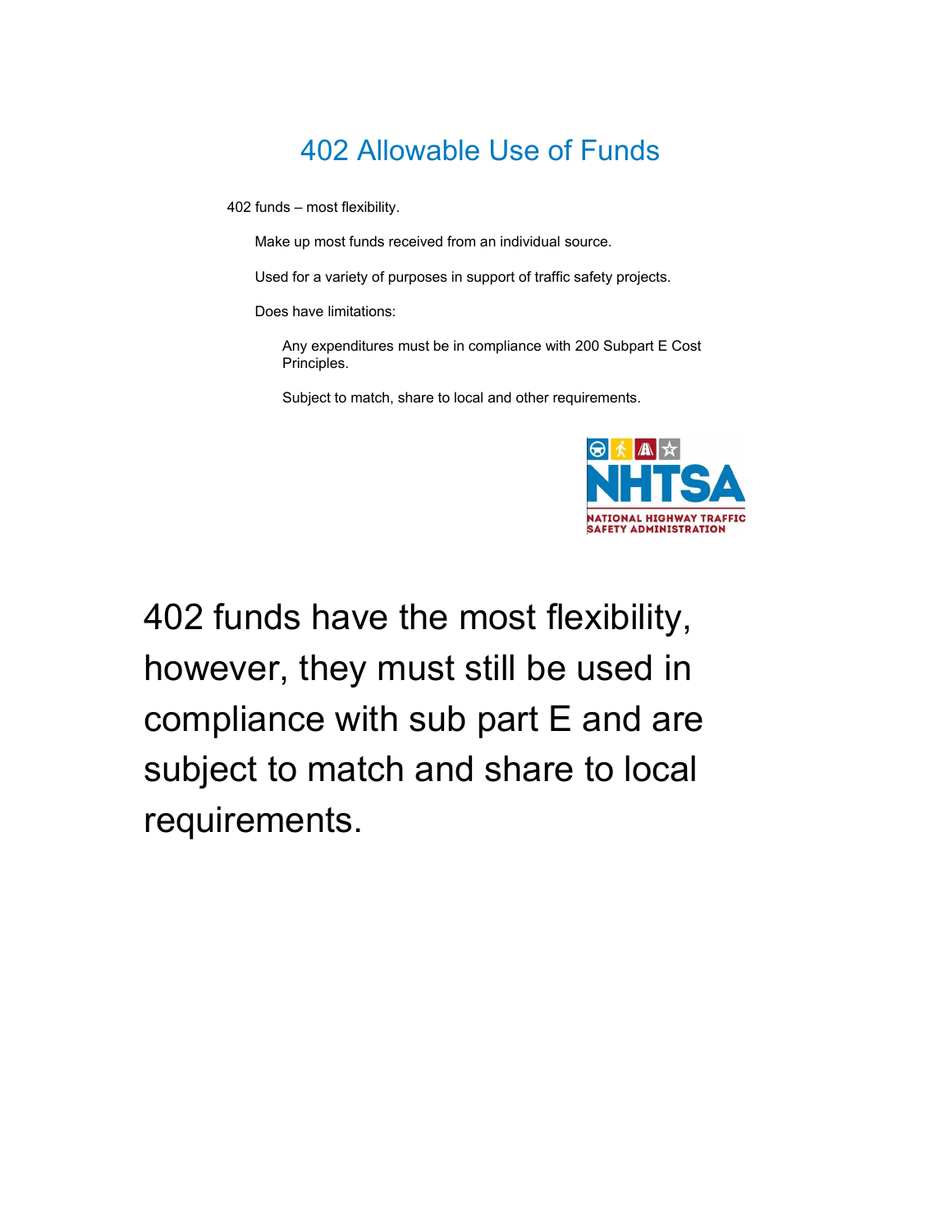# 402 Allowable Use of Funds

402 funds – most flexibility.

- Make up most funds received from an individual source.
- Used for a variety of purposes in support of traffic safety projects.
- Does have limitations:
  - Any expenditures must be in compliance with 200 Subpart E Cost Principles.
  - Subject to match, share to local and other requirements.

NHTSA
NATIONAL HIGHWAY TRAFFIC SAFETY ADMINISTRATION

402 funds have the most flexibility, however, they must still be used in compliance with sub part E and are subject to match and share to local requirements.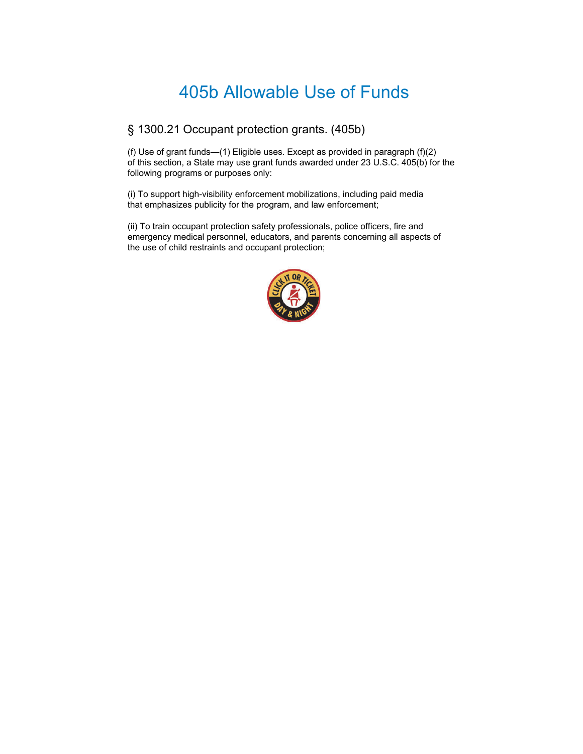# 405b Allowable Use of Funds

## § 1300.21 Occupant protection grants. (405b)

(f) Use of grant funds—(1) Eligible uses. Except as provided in paragraph (f)(2) of this section, a State may use grant funds awarded under 23 U.S.C. 405(b) for the following programs or purposes only:

(i) To support high-visibility enforcement mobilizations, including paid media that emphasizes publicity for the program, and law enforcement;

(ii) To train occupant protection safety professionals, police officers, fire and emergency medical personnel, educators, and parents concerning all aspects of the use of child restraints and occupant protection;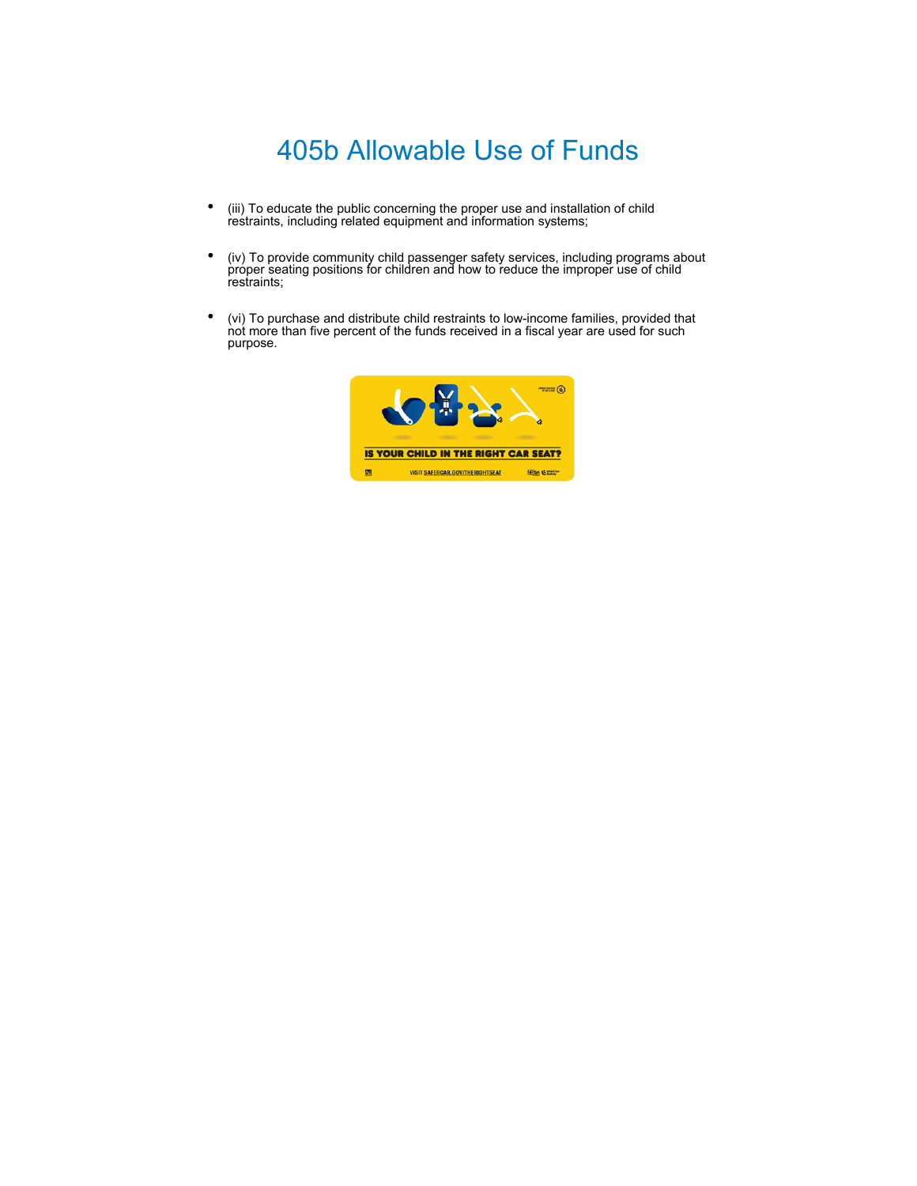# 405b Allowable Use of Funds

- (iii) To educate the public concerning the proper use and installation of child restraints, including related equipment and information systems;
- (iv) To provide community child passenger safety services, including programs about proper seating positions for children and how to reduce the improper use of child restraints;
- (vi) To purchase and distribute child restraints to low-income families, provided that not more than five percent of the funds received in a fiscal year are used for such purpose.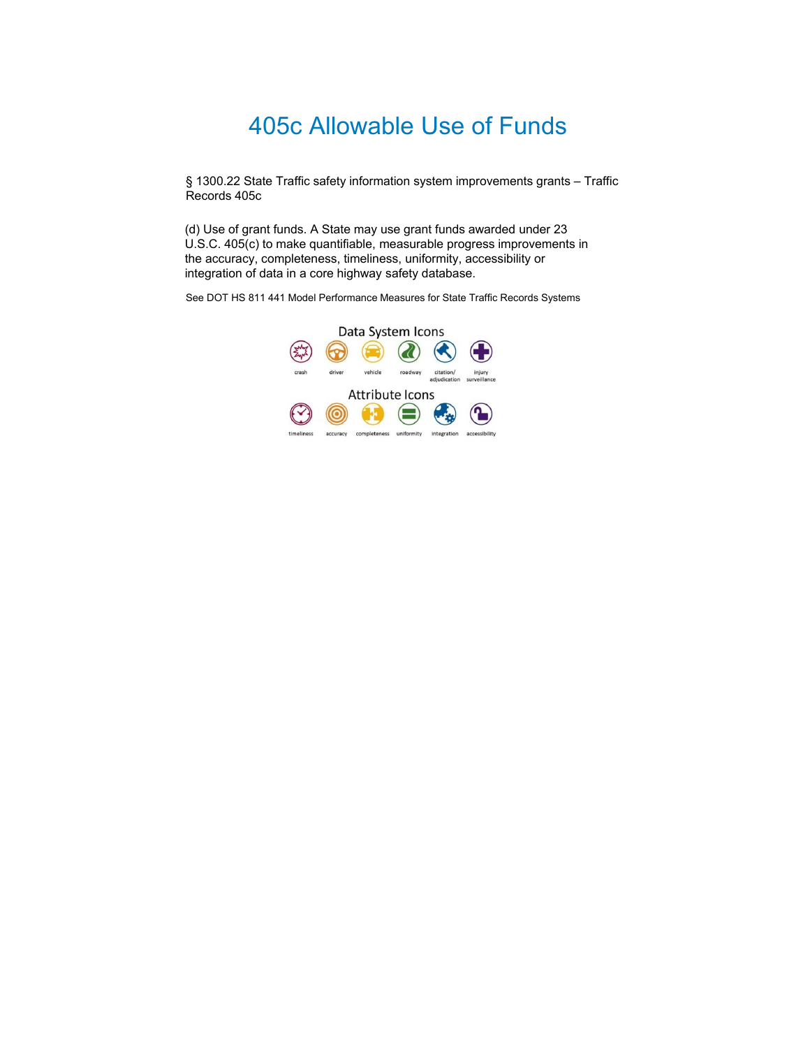# 405c Allowable Use of Funds

§ 1300.22 State Traffic safety information system improvements grants – Traffic Records 405c

(d) Use of grant funds. A State may use grant funds awarded under 23 U.S.C. 405(c) to make quantifiable, measurable progress improvements in the accuracy, completeness, timeliness, uniformity, accessibility or integration of data in a core highway safety database.

See DOT HS 811 441 Model Performance Measures for State Traffic Records Systems

Data System Icons

crash, driver, vehicle, roadway, citation/adjudication, injury surveillance

Attribute Icons

timeliness, accuracy, completeness, uniformity, integration, accessibility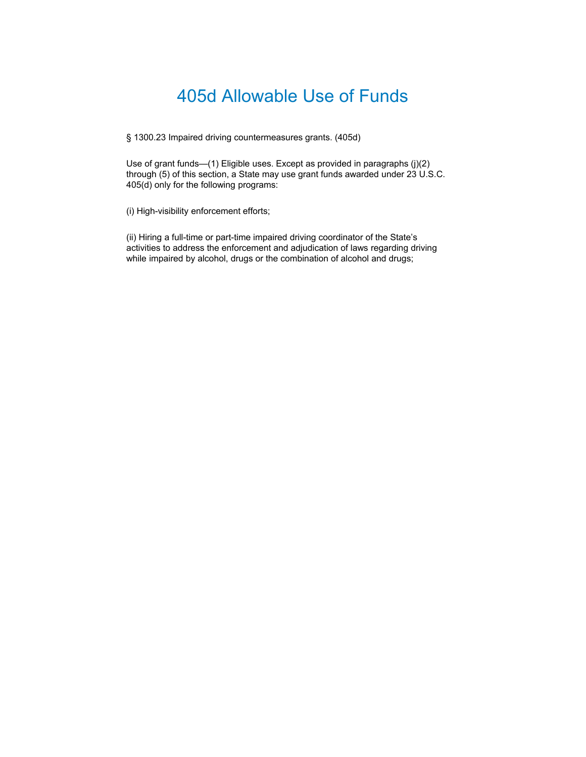# 405d Allowable Use of Funds

§ 1300.23 Impaired driving countermeasures grants. (405d)

Use of grant funds—(1) Eligible uses. Except as provided in paragraphs (j)(2) through (5) of this section, a State may use grant funds awarded under 23 U.S.C. 405(d) only for the following programs:

(i) High-visibility enforcement efforts;

(ii) Hiring a full-time or part-time impaired driving coordinator of the State's activities to address the enforcement and adjudication of laws regarding driving while impaired by alcohol, drugs or the combination of alcohol and drugs;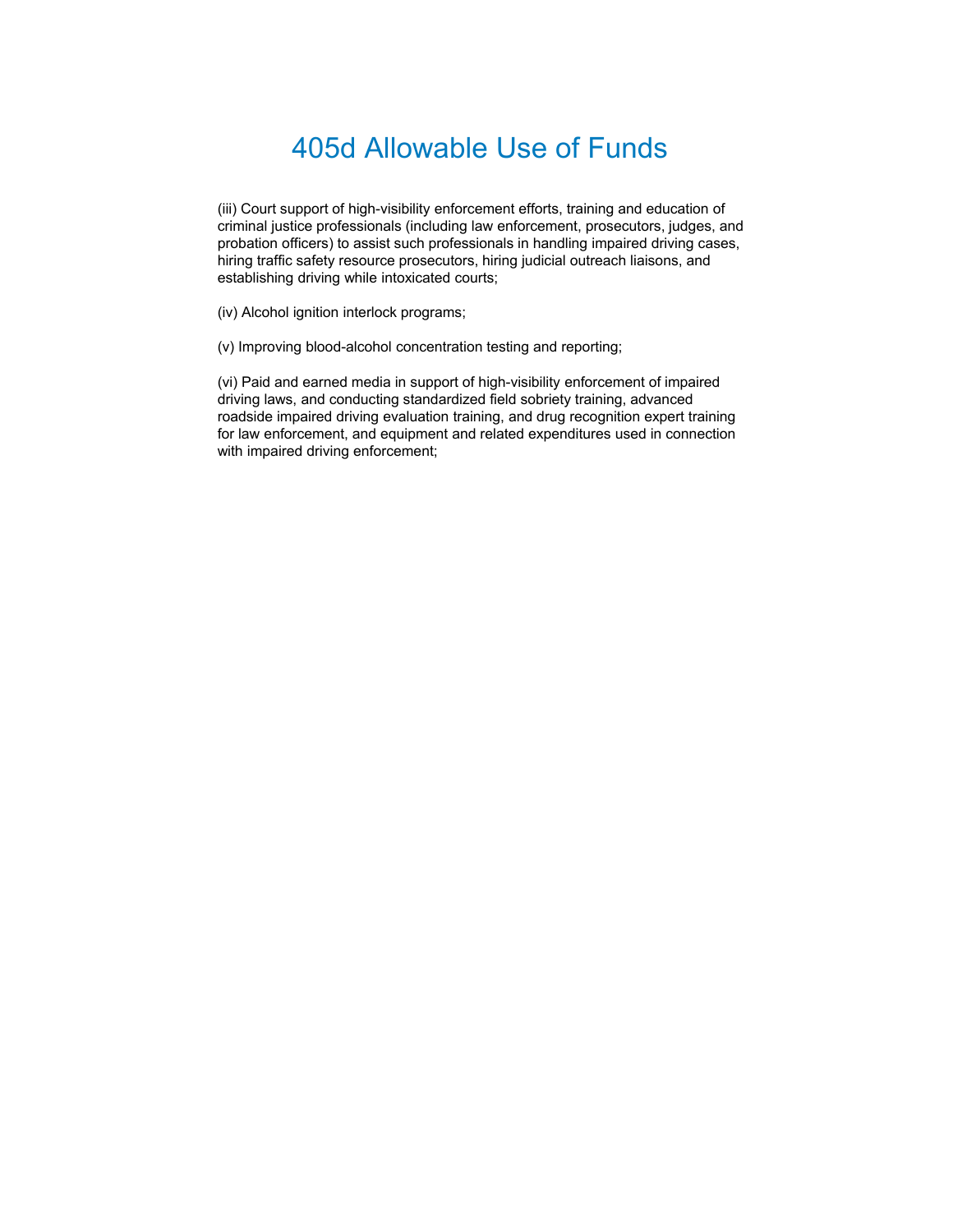# 405d Allowable Use of Funds

(iii) Court support of high-visibility enforcement efforts, training and education of criminal justice professionals (including law enforcement, prosecutors, judges, and probation officers) to assist such professionals in handling impaired driving cases, hiring traffic safety resource prosecutors, hiring judicial outreach liaisons, and establishing driving while intoxicated courts;

(iv) Alcohol ignition interlock programs;

(v) Improving blood-alcohol concentration testing and reporting;

(vi) Paid and earned media in support of high-visibility enforcement of impaired driving laws, and conducting standardized field sobriety training, advanced roadside impaired driving evaluation training, and drug recognition expert training for law enforcement, and equipment and related expenditures used in connection with impaired driving enforcement;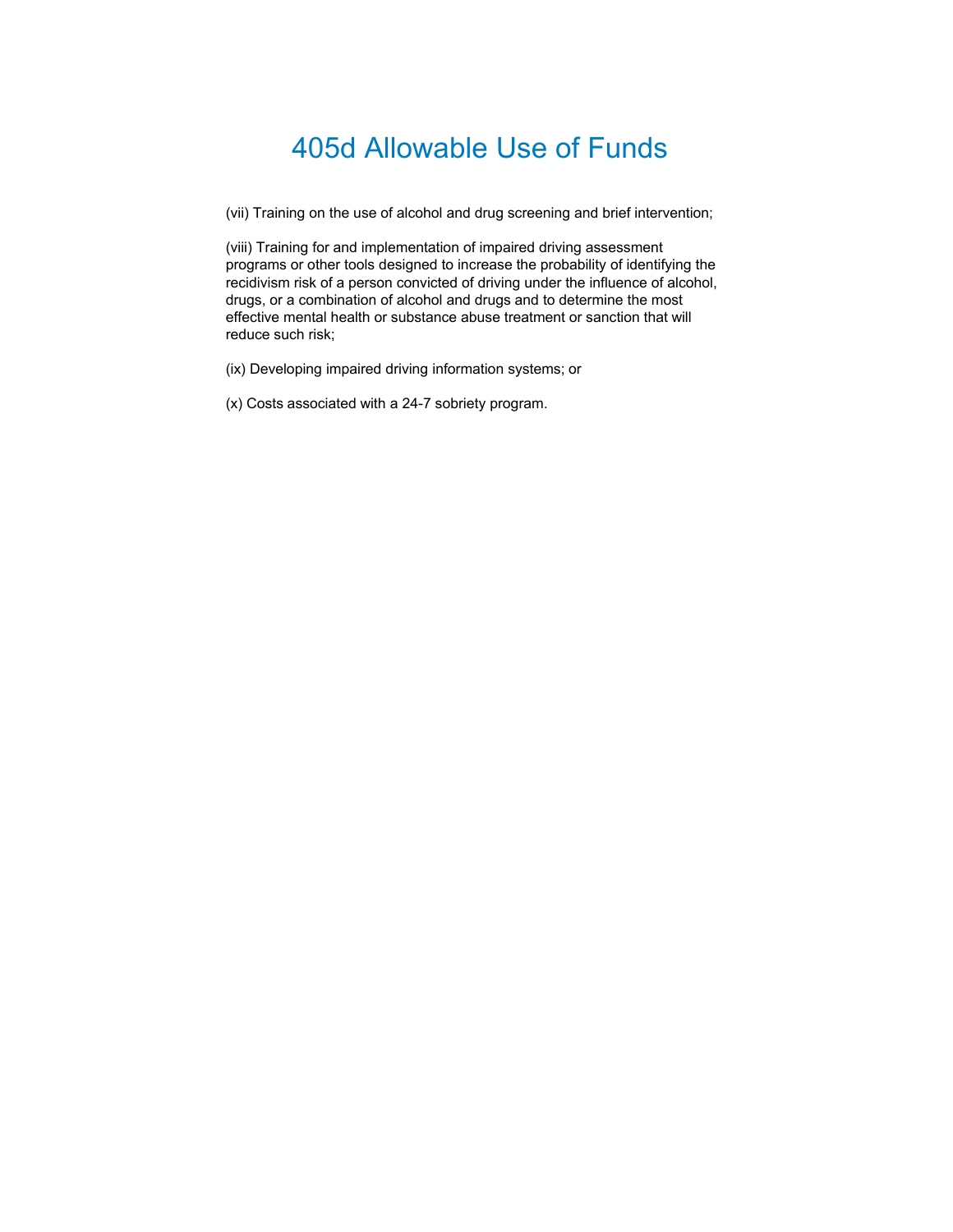# 405d Allowable Use of Funds

(vii) Training on the use of alcohol and drug screening and brief intervention;

(viii) Training for and implementation of impaired driving assessment programs or other tools designed to increase the probability of identifying the recidivism risk of a person convicted of driving under the influence of alcohol, drugs, or a combination of alcohol and drugs and to determine the most effective mental health or substance abuse treatment or sanction that will reduce such risk;

(ix) Developing impaired driving information systems; or

(x) Costs associated with a 24-7 sobriety program.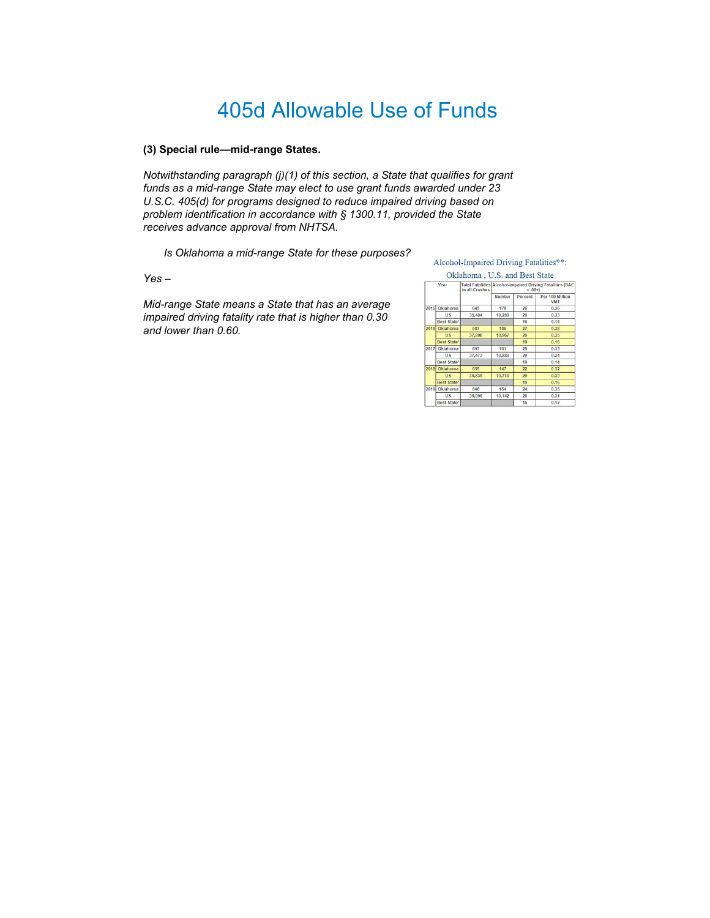# 405d Allowable Use of Funds

**(3) Special rule—mid-range States.**

*Notwithstanding paragraph (j)(1) of this section, a State that qualifies for grant funds as a mid-range State may elect to use grant funds awarded under 23 U.S.C. 405(d) for programs designed to reduce impaired driving based on problem identification in accordance with § 1300.11, provided the State receives advance approval from NHTSA.*

*Is Oklahoma a mid-range State for these purposes?*

*Yes –*

*Mid-range State means a State that has an average impaired driving fatality rate that is higher than 0.30 and lower than 0.60.*

Alcohol-Impaired Driving Fatalities**:

Oklahoma , U.S. and Best State

| Year | | Total Fatalities in all Crashes | Alcohol-Impaired Driving Fatalities (BAC = .08+) | | |
|---|---|---|---|---|---|
| | | | Number | Percent | Per 100 Million VMT |
| 2015 | Oklahoma | 645 | 170 | 26 | 0.36 |
| | US | 35,484 | 10,280 | 29 | 0.33 |
| | Best State* | | | 16 | 0.14 |
| 2016 | Oklahoma | 687 | 186 | 27 | 0.38 |
| | US | 37,806 | 10,967 | 29 | 0.35 |
| | Best State* | | | 19 | 0.16 |
| 2017 | Oklahoma | 657 | 161 | 25 | 0.33 |
| | US | 37,473 | 10,880 | 29 | 0.34 |
| | Best State* | | | 19 | 0.14 |
| 2018 | Oklahoma | 655 | 147 | 22 | 0.32 |
| | US | 36,835 | 10,710 | 29 | 0.33 |
| | Best State* | | | 19 | 0.16 |
| 2019 | Oklahoma | 640 | 154 | 24 | 0.35 |
| | US | 36,096 | 10,142 | 28 | 0.31 |
| | Best State* | | | 16 | 0.12 |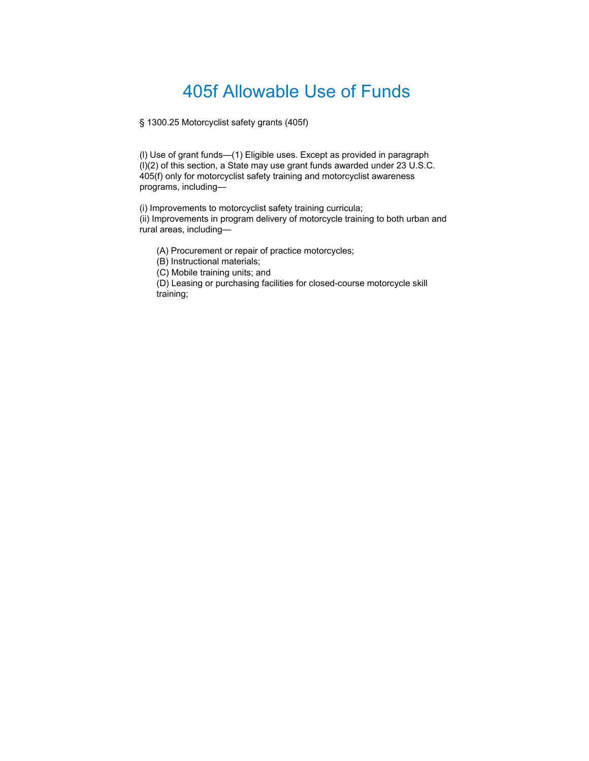# 405f Allowable Use of Funds

§ 1300.25 Motorcyclist safety grants (405f)

(l) Use of grant funds—(1) Eligible uses. Except as provided in paragraph (l)(2) of this section, a State may use grant funds awarded under 23 U.S.C. 405(f) only for motorcyclist safety training and motorcyclist awareness programs, including—

(i) Improvements to motorcyclist safety training curricula;
(ii) Improvements in program delivery of motorcycle training to both urban and rural areas, including—

> (A) Procurement or repair of practice motorcycles;
> (B) Instructional materials;
> (C) Mobile training units; and
> (D) Leasing or purchasing facilities for closed-course motorcycle skill training;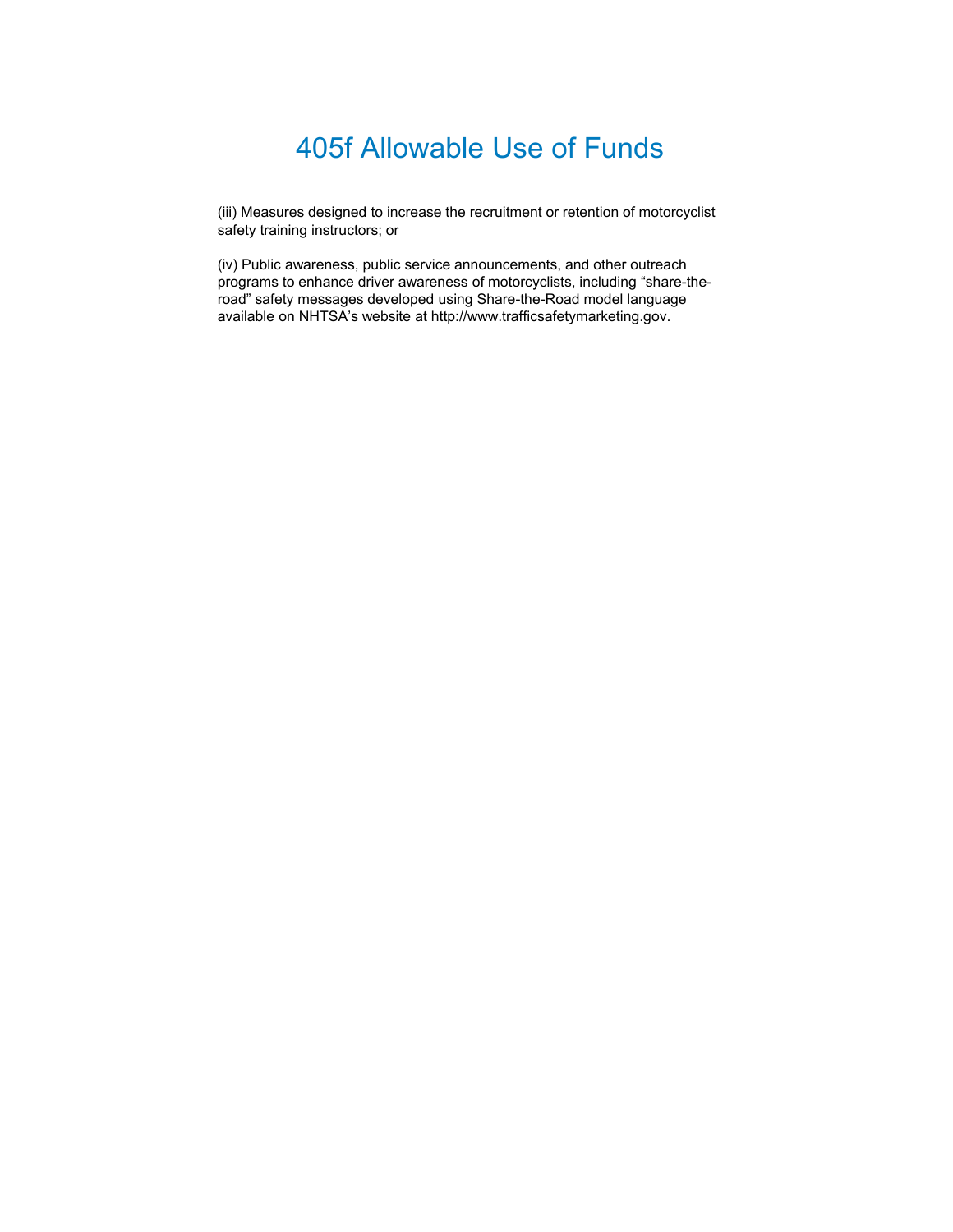# 405f Allowable Use of Funds

(iii) Measures designed to increase the recruitment or retention of motorcyclist safety training instructors; or

(iv) Public awareness, public service announcements, and other outreach programs to enhance driver awareness of motorcyclists, including “share-the-road” safety messages developed using Share-the-Road model language available on NHTSA’s website at http://www.trafficsafetymarketing.gov.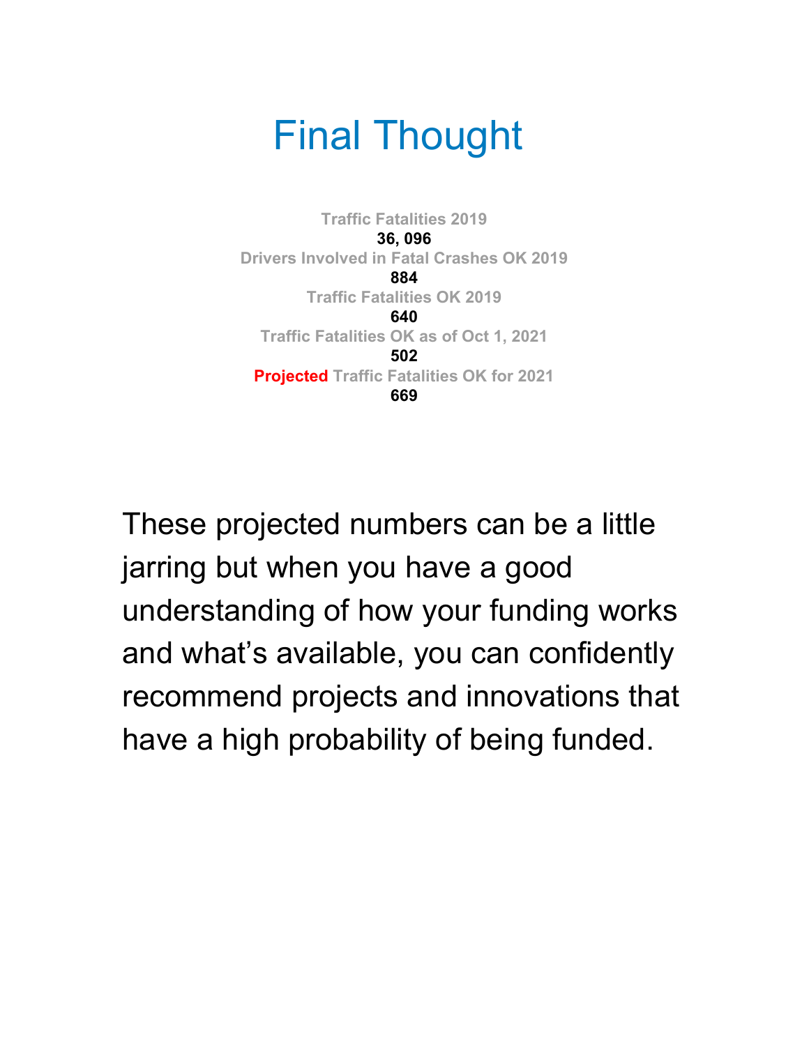# Final Thought

Traffic Fatalities 2019

**36, 096**

Drivers Involved in Fatal Crashes OK 2019

**884**

Traffic Fatalities OK 2019

**640**

Traffic Fatalities OK as of Oct 1, 2021

**502**

**Projected** Traffic Fatalities OK for 2021

**669**

These projected numbers can be a little jarring but when you have a good understanding of how your funding works and what's available, you can confidently recommend projects and innovations that have a high probability of being funded.